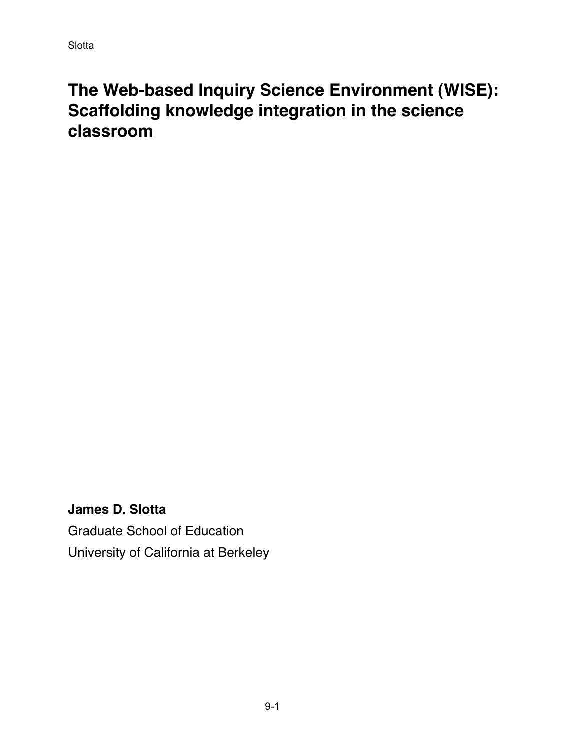# The Web-based Inquiry Science Environment (WISE): Scaffolding knowledge integration in the science classroom

**James D. Slotta**

Graduate School of Education

University of California at Berkeley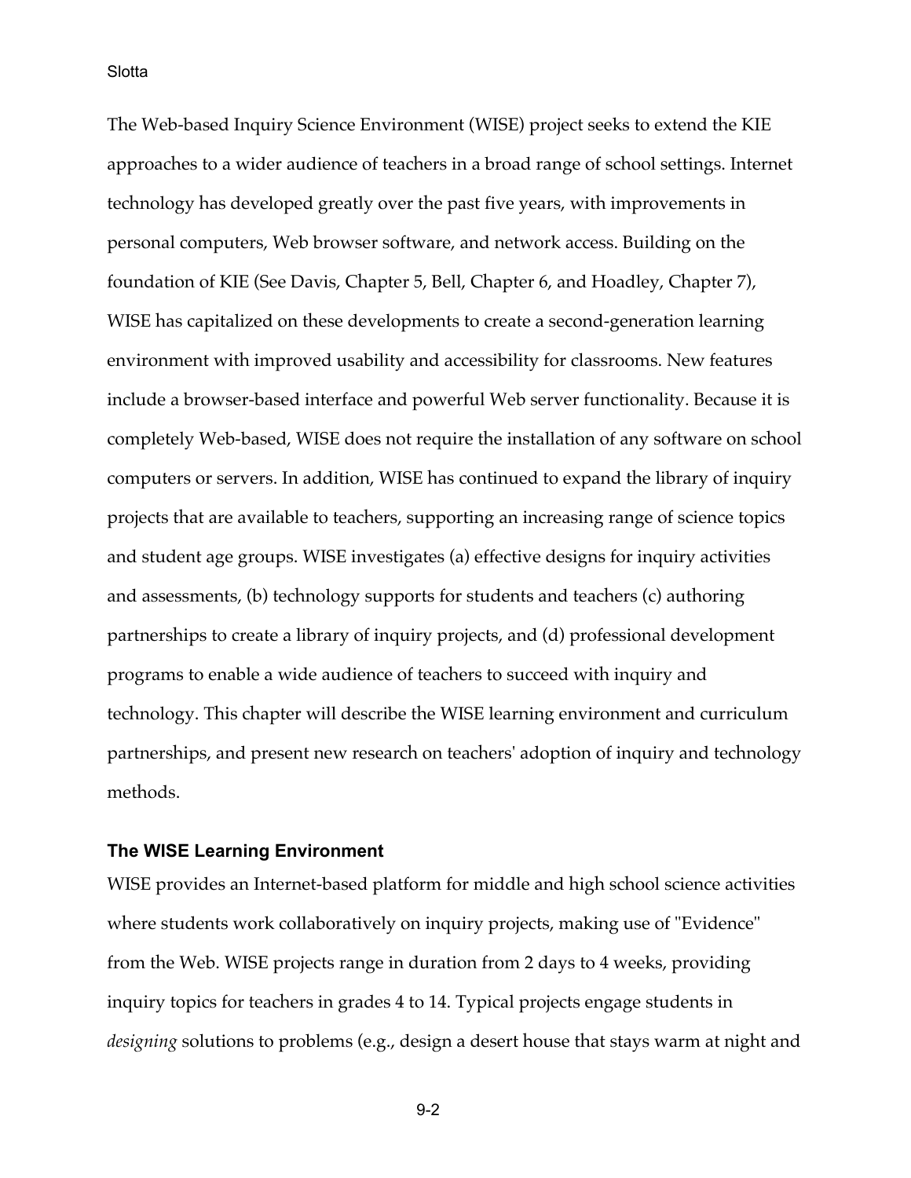The Web-based Inquiry Science Environment (WISE) project seeks to extend the KIE approaches to a wider audience of teachers in a broad range of school settings. Internet technology has developed greatly over the past five years, with improvements in personal computers, Web browser software, and network access. Building on the foundation of KIE (See Davis, Chapter 5, Bell, Chapter 6, and Hoadley, Chapter 7), WISE has capitalized on these developments to create a second-generation learning environment with improved usability and accessibility for classrooms. New features include a browser-based interface and powerful Web server functionality. Because it is completely Web-based, WISE does not require the installation of any software on school computers or servers. In addition, WISE has continued to expand the library of inquiry projects that are available to teachers, supporting an increasing range of science topics and student age groups. WISE investigates (a) effective designs for inquiry activities and assessments, (b) technology supports for students and teachers (c) authoring partnerships to create a library of inquiry projects, and (d) professional development programs to enable a wide audience of teachers to succeed with inquiry and technology. This chapter will describe the WISE learning environment and curriculum partnerships, and present new research on teachers' adoption of inquiry and technology methods.

### The WISE Learning Environment

WISE provides an Internet-based platform for middle and high school science activities where students work collaboratively on inquiry projects, making use of "Evidence" from the Web. WISE projects range in duration from 2 days to 4 weeks, providing inquiry topics for teachers in grades 4 to 14. Typical projects engage students in *designing* solutions to problems (e.g., design a desert house that stays warm at night and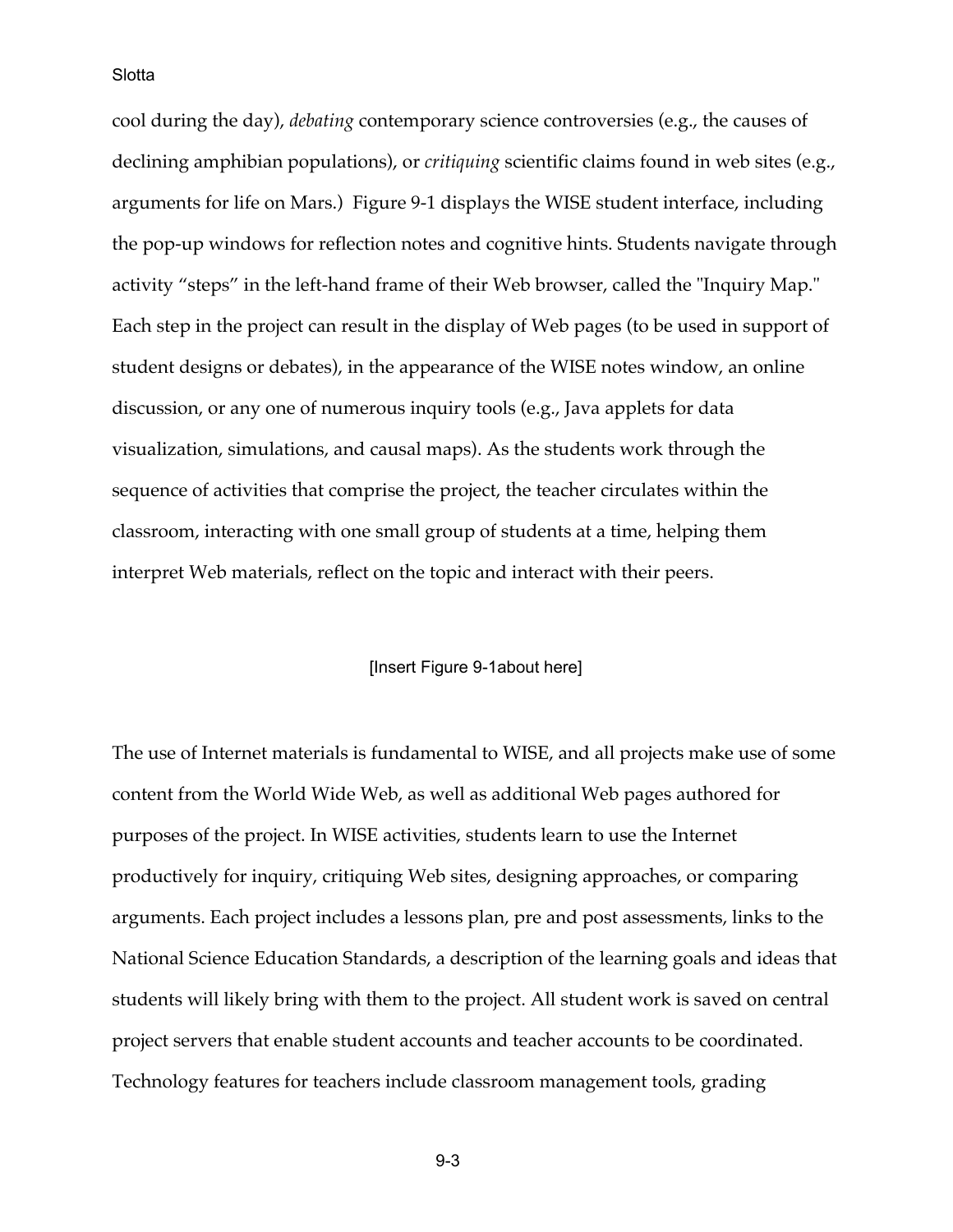cool during the day), *debating* contemporary science controversies (e.g., the causes of declining amphibian populations), or *critiquing* scientific claims found in web sites (e.g., arguments for life on Mars.) Figure 9-1 displays the WISE student interface, including the pop-up windows for reflection notes and cognitive hints. Students navigate through activity “steps” in the left-hand frame of their Web browser, called the "Inquiry Map." Each step in the project can result in the display of Web pages (to be used in support of student designs or debates), in the appearance of the WISE notes window, an online discussion, or any one of numerous inquiry tools (e.g., Java applets for data visualization, simulations, and causal maps). As the students work through the sequence of activities that comprise the project, the teacher circulates within the classroom, interacting with one small group of students at a time, helping them interpret Web materials, reflect on the topic and interact with their peers.

[Insert Figure 9-1about here]

The use of Internet materials is fundamental to WISE, and all projects make use of some content from the World Wide Web, as well as additional Web pages authored for purposes of the project. In WISE activities, students learn to use the Internet productively for inquiry, critiquing Web sites, designing approaches, or comparing arguments. Each project includes a lessons plan, pre and post assessments, links to the National Science Education Standards, a description of the learning goals and ideas that students will likely bring with them to the project. All student work is saved on central project servers that enable student accounts and teacher accounts to be coordinated. Technology features for teachers include classroom management tools, grading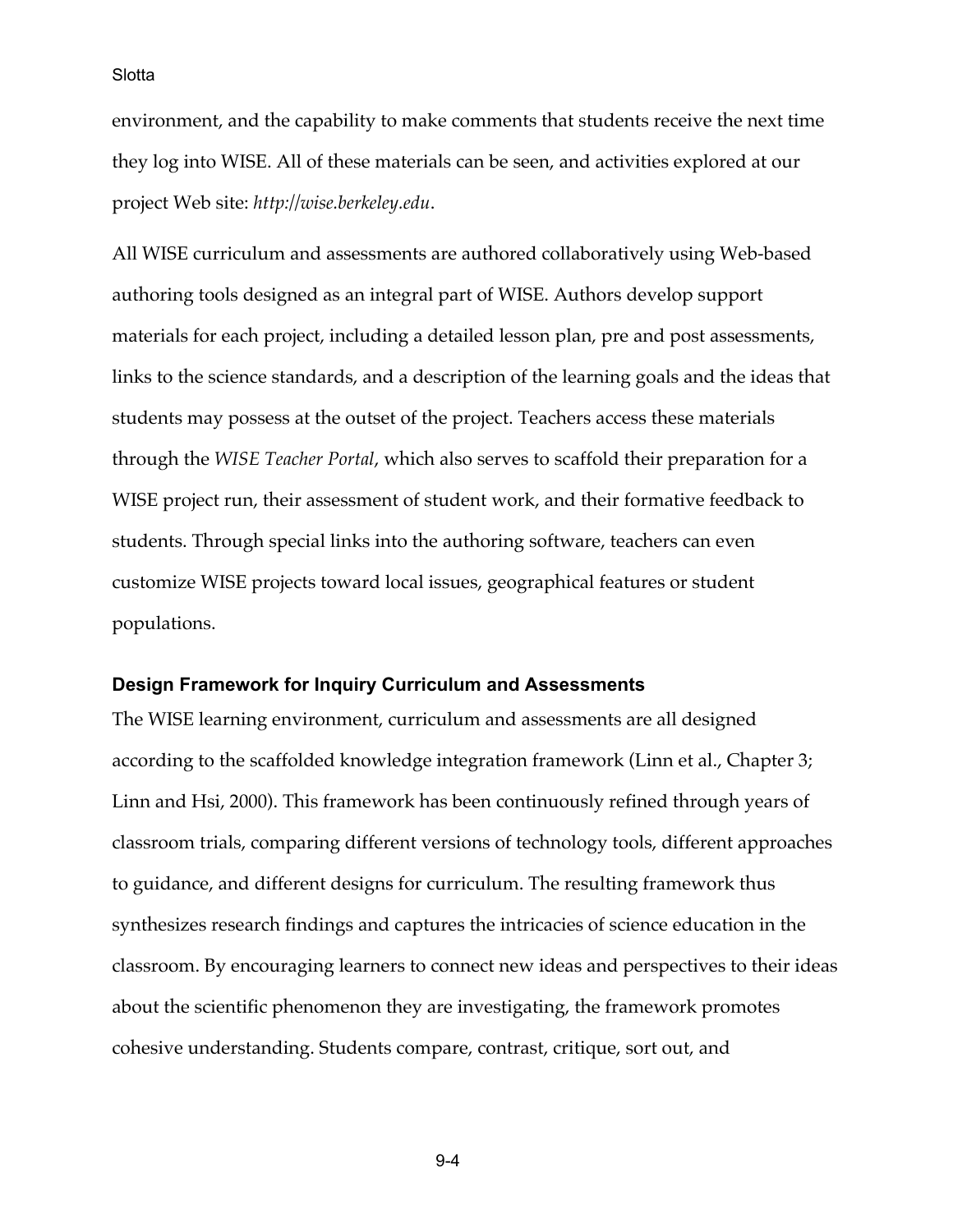environment, and the capability to make comments that students receive the next time they log into WISE. All of these materials can be seen, and activities explored at our project Web site: *http://wise.berkeley.edu*.

All WISE curriculum and assessments are authored collaboratively using Web-based authoring tools designed as an integral part of WISE. Authors develop support materials for each project, including a detailed lesson plan, pre and post assessments, links to the science standards, and a description of the learning goals and the ideas that students may possess at the outset of the project. Teachers access these materials through the *WISE Teacher Portal*, which also serves to scaffold their preparation for a WISE project run, their assessment of student work, and their formative feedback to students. Through special links into the authoring software, teachers can even customize WISE projects toward local issues, geographical features or student populations.

### Design Framework for Inquiry Curriculum and Assessments

The WISE learning environment, curriculum and assessments are all designed according to the scaffolded knowledge integration framework (Linn et al., Chapter 3; Linn and Hsi, 2000). This framework has been continuously refined through years of classroom trials, comparing different versions of technology tools, different approaches to guidance, and different designs for curriculum. The resulting framework thus synthesizes research findings and captures the intricacies of science education in the classroom. By encouraging learners to connect new ideas and perspectives to their ideas about the scientific phenomenon they are investigating, the framework promotes cohesive understanding. Students compare, contrast, critique, sort out, and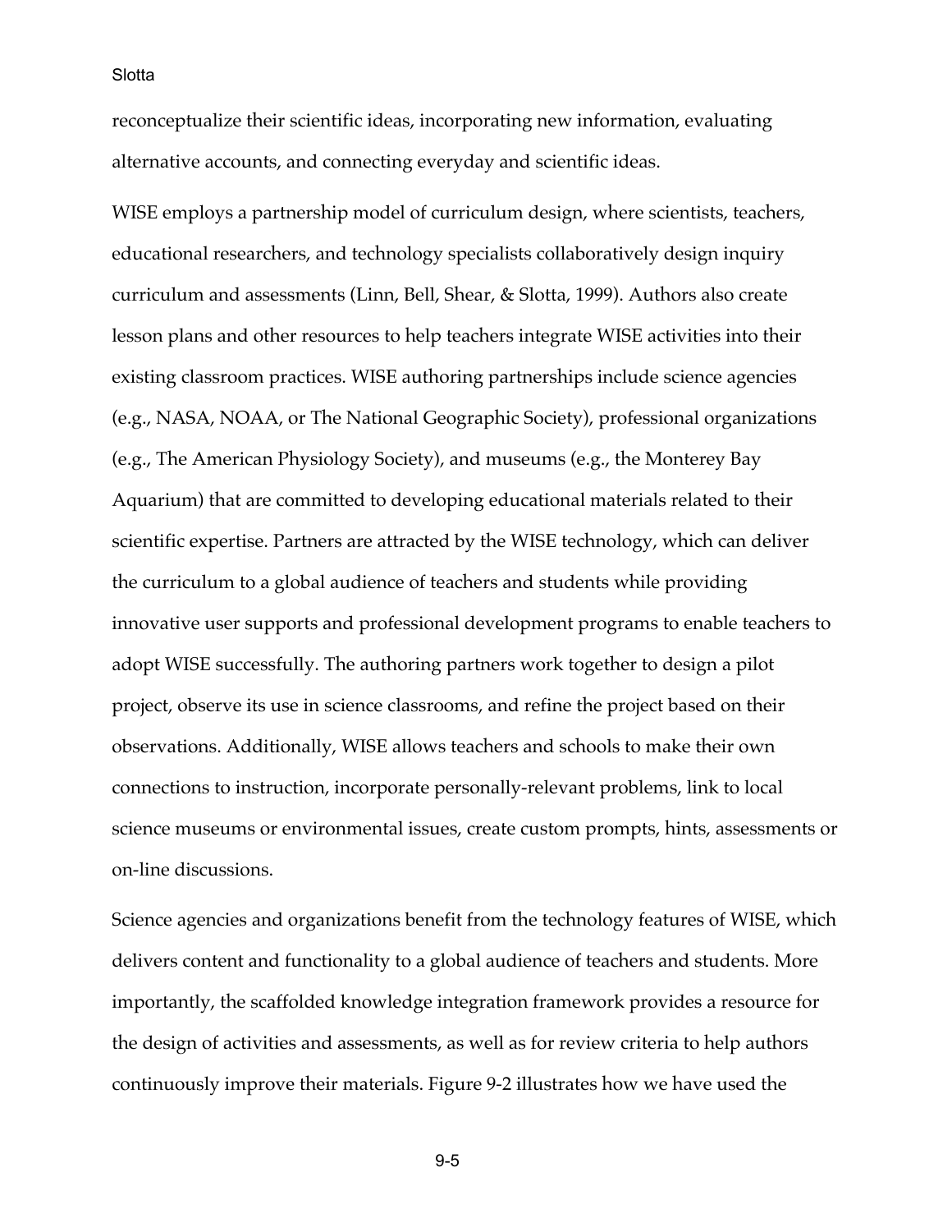reconceptualize their scientific ideas, incorporating new information, evaluating alternative accounts, and connecting everyday and scientific ideas.

WISE employs a partnership model of curriculum design, where scientists, teachers, educational researchers, and technology specialists collaboratively design inquiry curriculum and assessments (Linn, Bell, Shear, & Slotta, 1999). Authors also create lesson plans and other resources to help teachers integrate WISE activities into their existing classroom practices. WISE authoring partnerships include science agencies (e.g., NASA, NOAA, or The National Geographic Society), professional organizations (e.g., The American Physiology Society), and museums (e.g., the Monterey Bay Aquarium) that are committed to developing educational materials related to their scientific expertise. Partners are attracted by the WISE technology, which can deliver the curriculum to a global audience of teachers and students while providing innovative user supports and professional development programs to enable teachers to adopt WISE successfully. The authoring partners work together to design a pilot project, observe its use in science classrooms, and refine the project based on their observations. Additionally, WISE allows teachers and schools to make their own connections to instruction, incorporate personally-relevant problems, link to local science museums or environmental issues, create custom prompts, hints, assessments or on-line discussions.

Science agencies and organizations benefit from the technology features of WISE, which delivers content and functionality to a global audience of teachers and students. More importantly, the scaffolded knowledge integration framework provides a resource for the design of activities and assessments, as well as for review criteria to help authors continuously improve their materials. Figure 9-2 illustrates how we have used the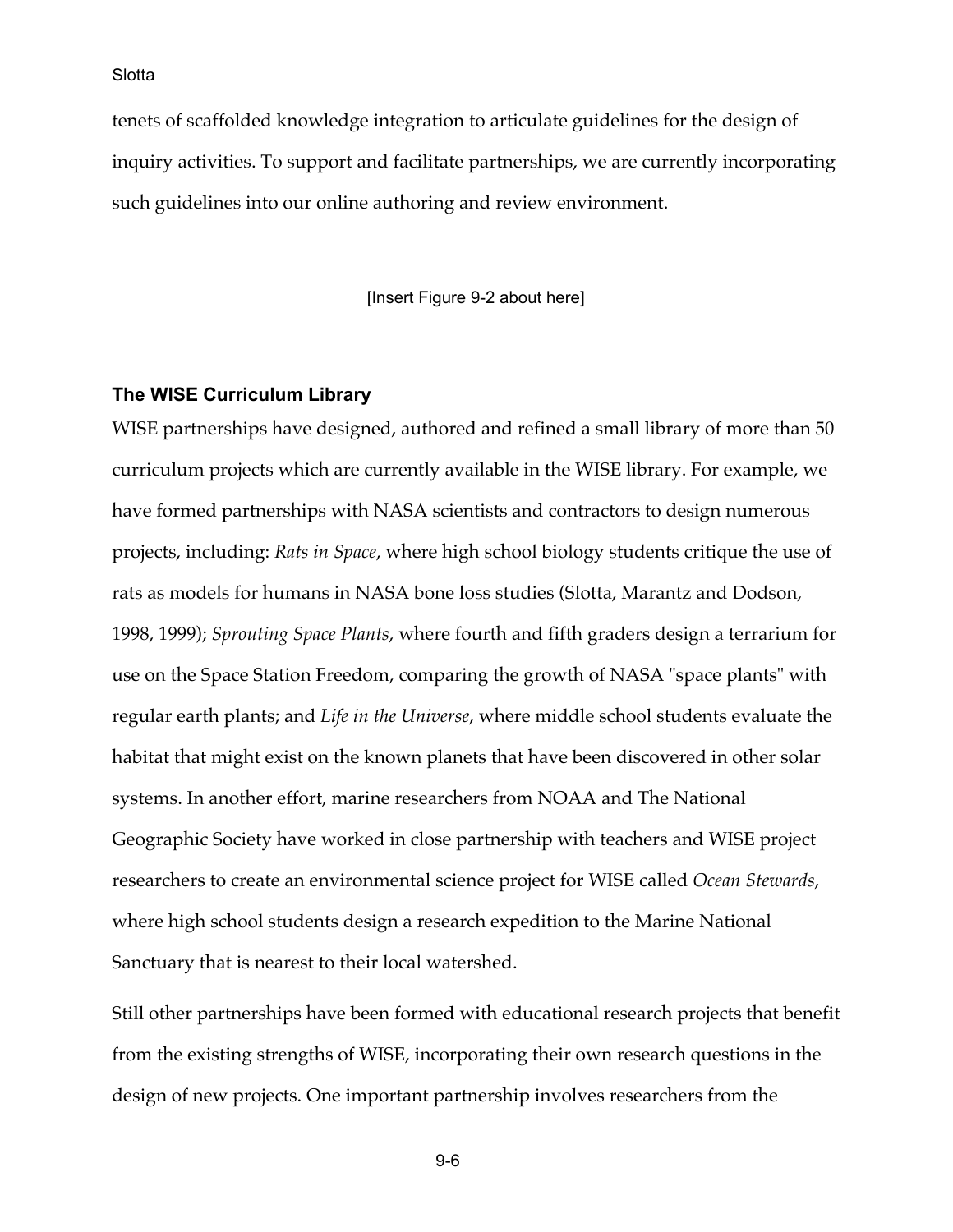tenets of scaffolded knowledge integration to articulate guidelines for the design of inquiry activities. To support and facilitate partnerships, we are currently incorporating such guidelines into our online authoring and review environment.

[Insert Figure 9-2 about here]

### The WISE Curriculum Library

WISE partnerships have designed, authored and refined a small library of more than 50 curriculum projects which are currently available in the WISE library. For example, we have formed partnerships with NASA scientists and contractors to design numerous projects, including: *Rats in Space*, where high school biology students critique the use of rats as models for humans in NASA bone loss studies (Slotta, Marantz and Dodson, 1998, 1999); *Sprouting Space Plants*, where fourth and fifth graders design a terrarium for use on the Space Station Freedom, comparing the growth of NASA "space plants" with regular earth plants; and *Life in the Universe*, where middle school students evaluate the habitat that might exist on the known planets that have been discovered in other solar systems. In another effort, marine researchers from NOAA and The National Geographic Society have worked in close partnership with teachers and WISE project researchers to create an environmental science project for WISE called *Ocean Stewards*, where high school students design a research expedition to the Marine National Sanctuary that is nearest to their local watershed.

Still other partnerships have been formed with educational research projects that benefit from the existing strengths of WISE, incorporating their own research questions in the design of new projects. One important partnership involves researchers from the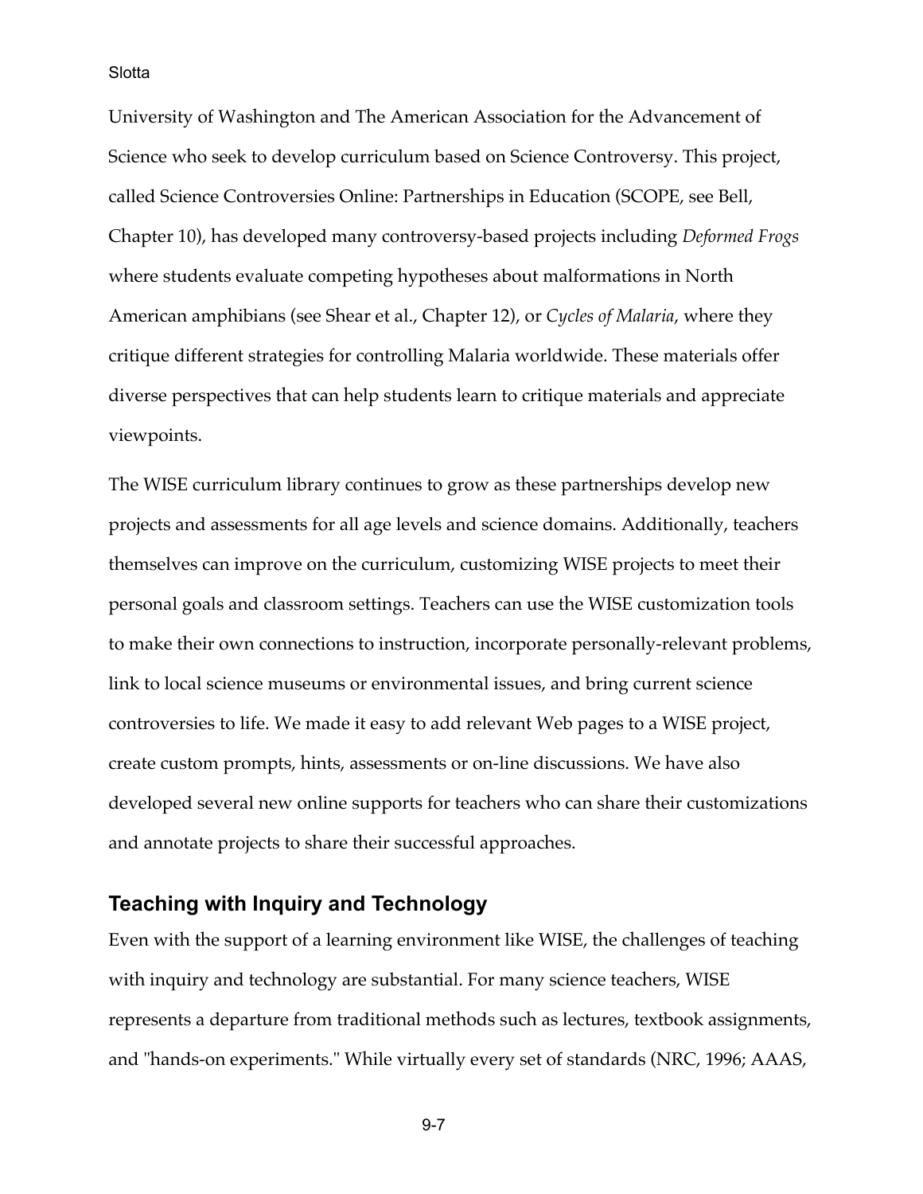University of Washington and The American Association for the Advancement of Science who seek to develop curriculum based on Science Controversy. This project, called Science Controversies Online: Partnerships in Education (SCOPE, see Bell, Chapter 10), has developed many controversy-based projects including *Deformed Frogs* where students evaluate competing hypotheses about malformations in North American amphibians (see Shear et al., Chapter 12), or *Cycles of Malaria*, where they critique different strategies for controlling Malaria worldwide. These materials offer diverse perspectives that can help students learn to critique materials and appreciate viewpoints.

The WISE curriculum library continues to grow as these partnerships develop new projects and assessments for all age levels and science domains. Additionally, teachers themselves can improve on the curriculum, customizing WISE projects to meet their personal goals and classroom settings. Teachers can use the WISE customization tools to make their own connections to instruction, incorporate personally-relevant problems, link to local science museums or environmental issues, and bring current science controversies to life. We made it easy to add relevant Web pages to a WISE project, create custom prompts, hints, assessments or on-line discussions. We have also developed several new online supports for teachers who can share their customizations and annotate projects to share their successful approaches.

## Teaching with Inquiry and Technology

Even with the support of a learning environment like WISE, the challenges of teaching with inquiry and technology are substantial. For many science teachers, WISE represents a departure from traditional methods such as lectures, textbook assignments, and "hands-on experiments." While virtually every set of standards (NRC, 1996; AAAS,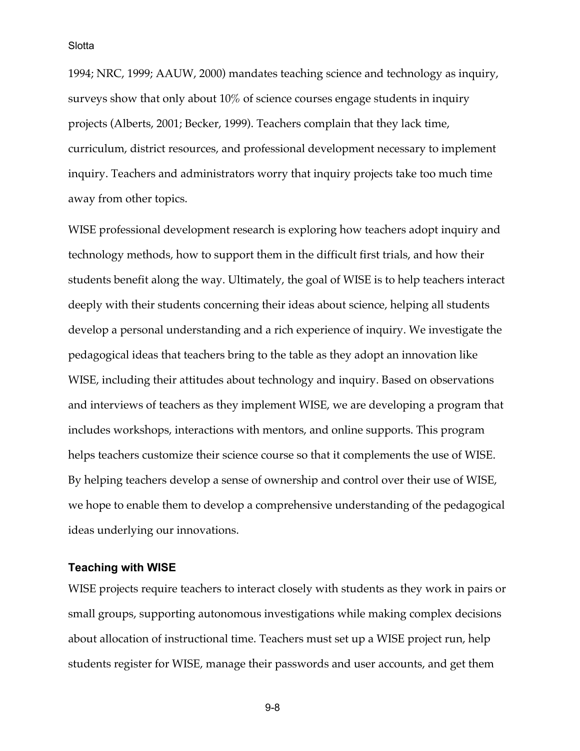1994; NRC, 1999; AAUW, 2000) mandates teaching science and technology as inquiry, surveys show that only about 10% of science courses engage students in inquiry projects (Alberts, 2001; Becker, 1999). Teachers complain that they lack time, curriculum, district resources, and professional development necessary to implement inquiry. Teachers and administrators worry that inquiry projects take too much time away from other topics.

WISE professional development research is exploring how teachers adopt inquiry and technology methods, how to support them in the difficult first trials, and how their students benefit along the way. Ultimately, the goal of WISE is to help teachers interact deeply with their students concerning their ideas about science, helping all students develop a personal understanding and a rich experience of inquiry. We investigate the pedagogical ideas that teachers bring to the table as they adopt an innovation like WISE, including their attitudes about technology and inquiry. Based on observations and interviews of teachers as they implement WISE, we are developing a program that includes workshops, interactions with mentors, and online supports. This program helps teachers customize their science course so that it complements the use of WISE. By helping teachers develop a sense of ownership and control over their use of WISE, we hope to enable them to develop a comprehensive understanding of the pedagogical ideas underlying our innovations.

### Teaching with WISE

WISE projects require teachers to interact closely with students as they work in pairs or small groups, supporting autonomous investigations while making complex decisions about allocation of instructional time. Teachers must set up a WISE project run, help students register for WISE, manage their passwords and user accounts, and get them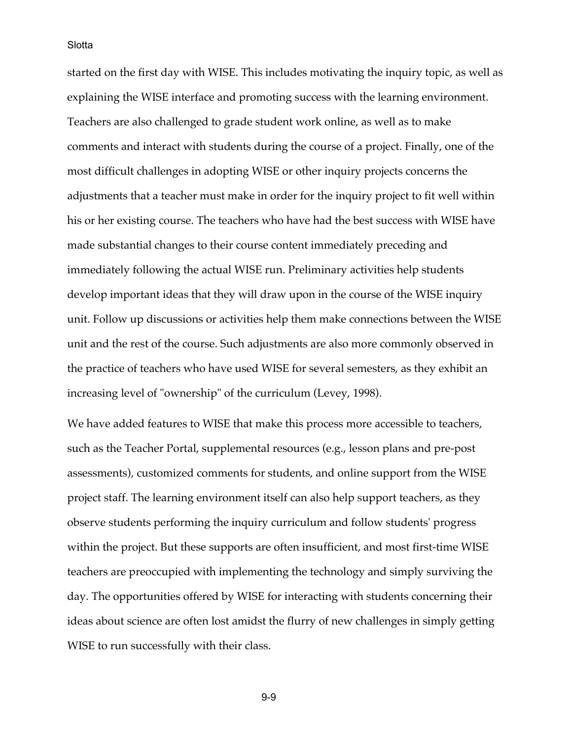started on the first day with WISE. This includes motivating the inquiry topic, as well as explaining the WISE interface and promoting success with the learning environment. Teachers are also challenged to grade student work online, as well as to make comments and interact with students during the course of a project. Finally, one of the most difficult challenges in adopting WISE or other inquiry projects concerns the adjustments that a teacher must make in order for the inquiry project to fit well within his or her existing course. The teachers who have had the best success with WISE have made substantial changes to their course content immediately preceding and immediately following the actual WISE run. Preliminary activities help students develop important ideas that they will draw upon in the course of the WISE inquiry unit. Follow up discussions or activities help them make connections between the WISE unit and the rest of the course. Such adjustments are also more commonly observed in the practice of teachers who have used WISE for several semesters, as they exhibit an increasing level of "ownership" of the curriculum (Levey, 1998).

We have added features to WISE that make this process more accessible to teachers, such as the Teacher Portal, supplemental resources (e.g., lesson plans and pre-post assessments), customized comments for students, and online support from the WISE project staff. The learning environment itself can also help support teachers, as they observe students performing the inquiry curriculum and follow students' progress within the project. But these supports are often insufficient, and most first-time WISE teachers are preoccupied with implementing the technology and simply surviving the day. The opportunities offered by WISE for interacting with students concerning their ideas about science are often lost amidst the flurry of new challenges in simply getting WISE to run successfully with their class.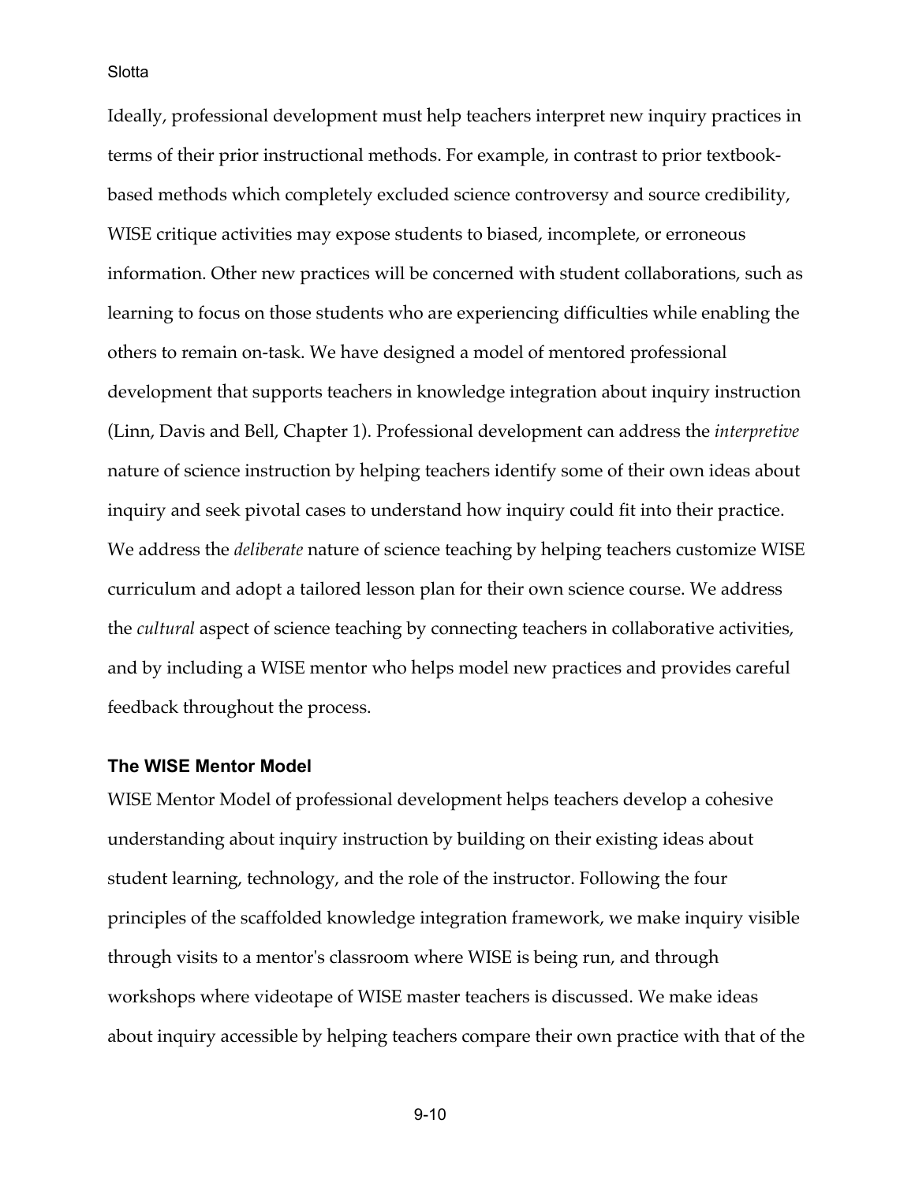Ideally, professional development must help teachers interpret new inquiry practices in terms of their prior instructional methods. For example, in contrast to prior textbook-based methods which completely excluded science controversy and source credibility, WISE critique activities may expose students to biased, incomplete, or erroneous information. Other new practices will be concerned with student collaborations, such as learning to focus on those students who are experiencing difficulties while enabling the others to remain on-task. We have designed a model of mentored professional development that supports teachers in knowledge integration about inquiry instruction (Linn, Davis and Bell, Chapter 1). Professional development can address the *interpretive* nature of science instruction by helping teachers identify some of their own ideas about inquiry and seek pivotal cases to understand how inquiry could fit into their practice. We address the *deliberate* nature of science teaching by helping teachers customize WISE curriculum and adopt a tailored lesson plan for their own science course. We address the *cultural* aspect of science teaching by connecting teachers in collaborative activities, and by including a WISE mentor who helps model new practices and provides careful feedback throughout the process.

### The WISE Mentor Model

WISE Mentor Model of professional development helps teachers develop a cohesive understanding about inquiry instruction by building on their existing ideas about student learning, technology, and the role of the instructor. Following the four principles of the scaffolded knowledge integration framework, we make inquiry visible through visits to a mentor's classroom where WISE is being run, and through workshops where videotape of WISE master teachers is discussed. We make ideas about inquiry accessible by helping teachers compare their own practice with that of the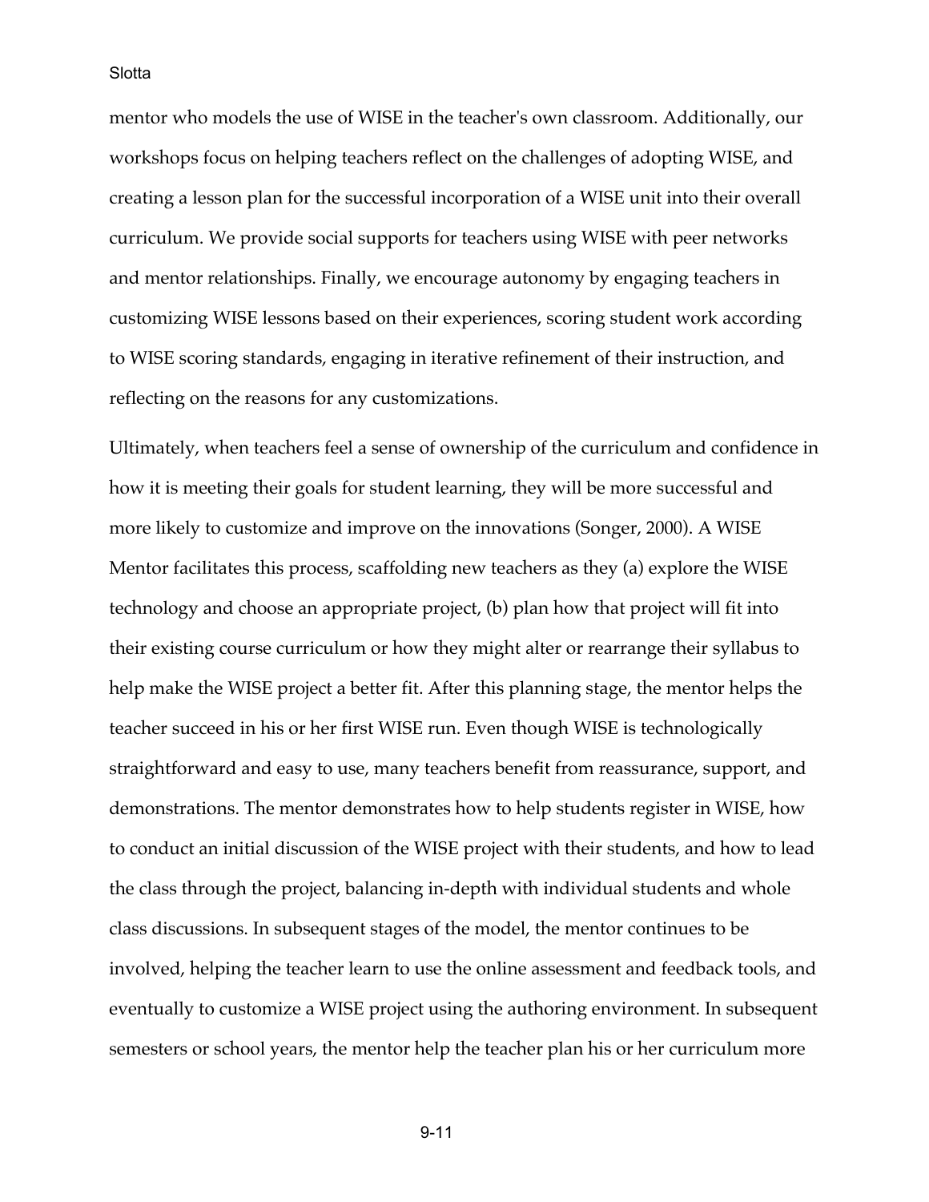mentor who models the use of WISE in the teacher's own classroom. Additionally, our workshops focus on helping teachers reflect on the challenges of adopting WISE, and creating a lesson plan for the successful incorporation of a WISE unit into their overall curriculum. We provide social supports for teachers using WISE with peer networks and mentor relationships. Finally, we encourage autonomy by engaging teachers in customizing WISE lessons based on their experiences, scoring student work according to WISE scoring standards, engaging in iterative refinement of their instruction, and reflecting on the reasons for any customizations.

Ultimately, when teachers feel a sense of ownership of the curriculum and confidence in how it is meeting their goals for student learning, they will be more successful and more likely to customize and improve on the innovations (Songer, 2000). A WISE Mentor facilitates this process, scaffolding new teachers as they (a) explore the WISE technology and choose an appropriate project, (b) plan how that project will fit into their existing course curriculum or how they might alter or rearrange their syllabus to help make the WISE project a better fit. After this planning stage, the mentor helps the teacher succeed in his or her first WISE run. Even though WISE is technologically straightforward and easy to use, many teachers benefit from reassurance, support, and demonstrations. The mentor demonstrates how to help students register in WISE, how to conduct an initial discussion of the WISE project with their students, and how to lead the class through the project, balancing in-depth with individual students and whole class discussions. In subsequent stages of the model, the mentor continues to be involved, helping the teacher learn to use the online assessment and feedback tools, and eventually to customize a WISE project using the authoring environment. In subsequent semesters or school years, the mentor help the teacher plan his or her curriculum more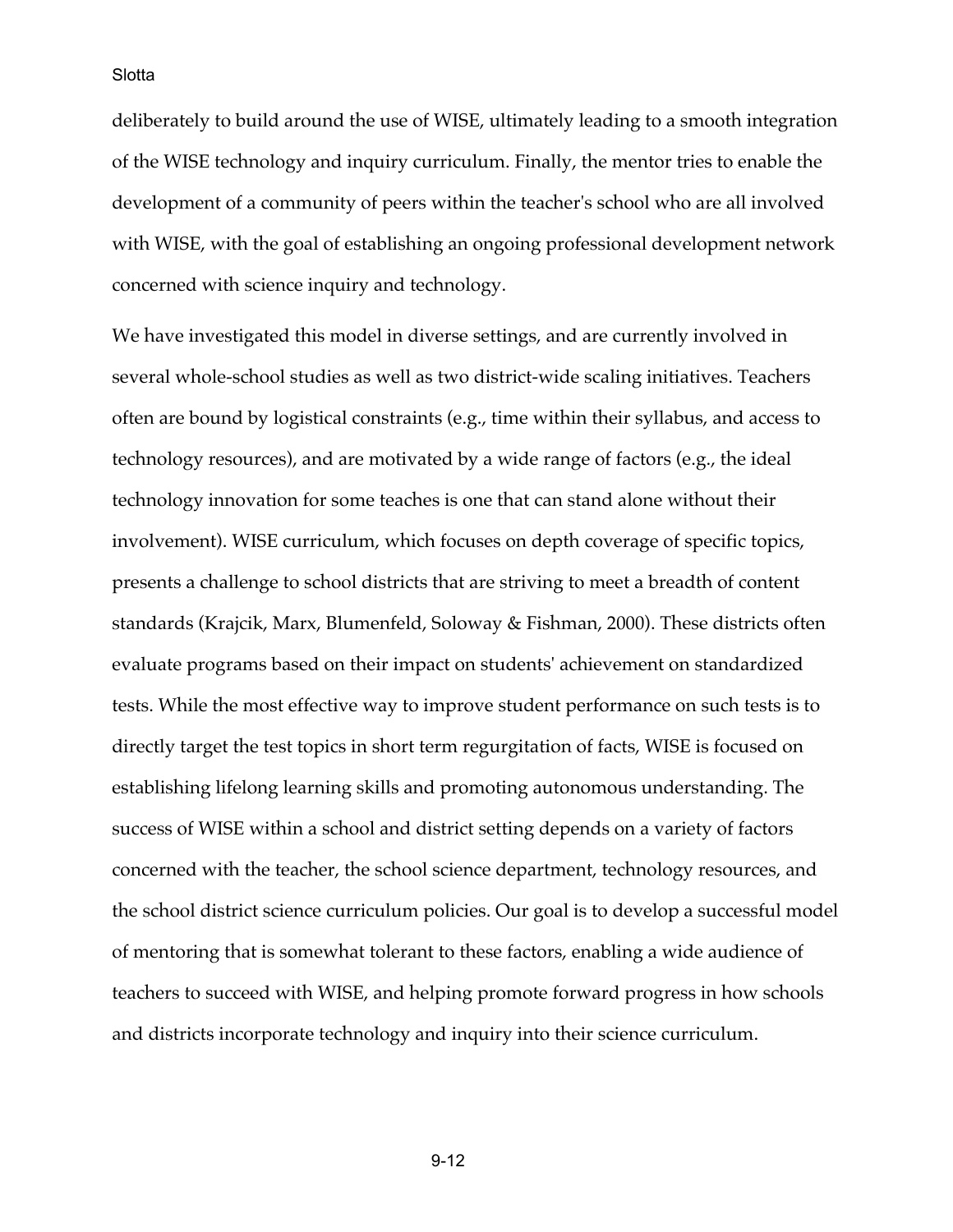deliberately to build around the use of WISE, ultimately leading to a smooth integration of the WISE technology and inquiry curriculum. Finally, the mentor tries to enable the development of a community of peers within the teacher's school who are all involved with WISE, with the goal of establishing an ongoing professional development network concerned with science inquiry and technology.

We have investigated this model in diverse settings, and are currently involved in several whole-school studies as well as two district-wide scaling initiatives. Teachers often are bound by logistical constraints (e.g., time within their syllabus, and access to technology resources), and are motivated by a wide range of factors (e.g., the ideal technology innovation for some teaches is one that can stand alone without their involvement). WISE curriculum, which focuses on depth coverage of specific topics, presents a challenge to school districts that are striving to meet a breadth of content standards (Krajcik, Marx, Blumenfeld, Soloway & Fishman, 2000). These districts often evaluate programs based on their impact on students' achievement on standardized tests. While the most effective way to improve student performance on such tests is to directly target the test topics in short term regurgitation of facts, WISE is focused on establishing lifelong learning skills and promoting autonomous understanding. The success of WISE within a school and district setting depends on a variety of factors concerned with the teacher, the school science department, technology resources, and the school district science curriculum policies. Our goal is to develop a successful model of mentoring that is somewhat tolerant to these factors, enabling a wide audience of teachers to succeed with WISE, and helping promote forward progress in how schools and districts incorporate technology and inquiry into their science curriculum.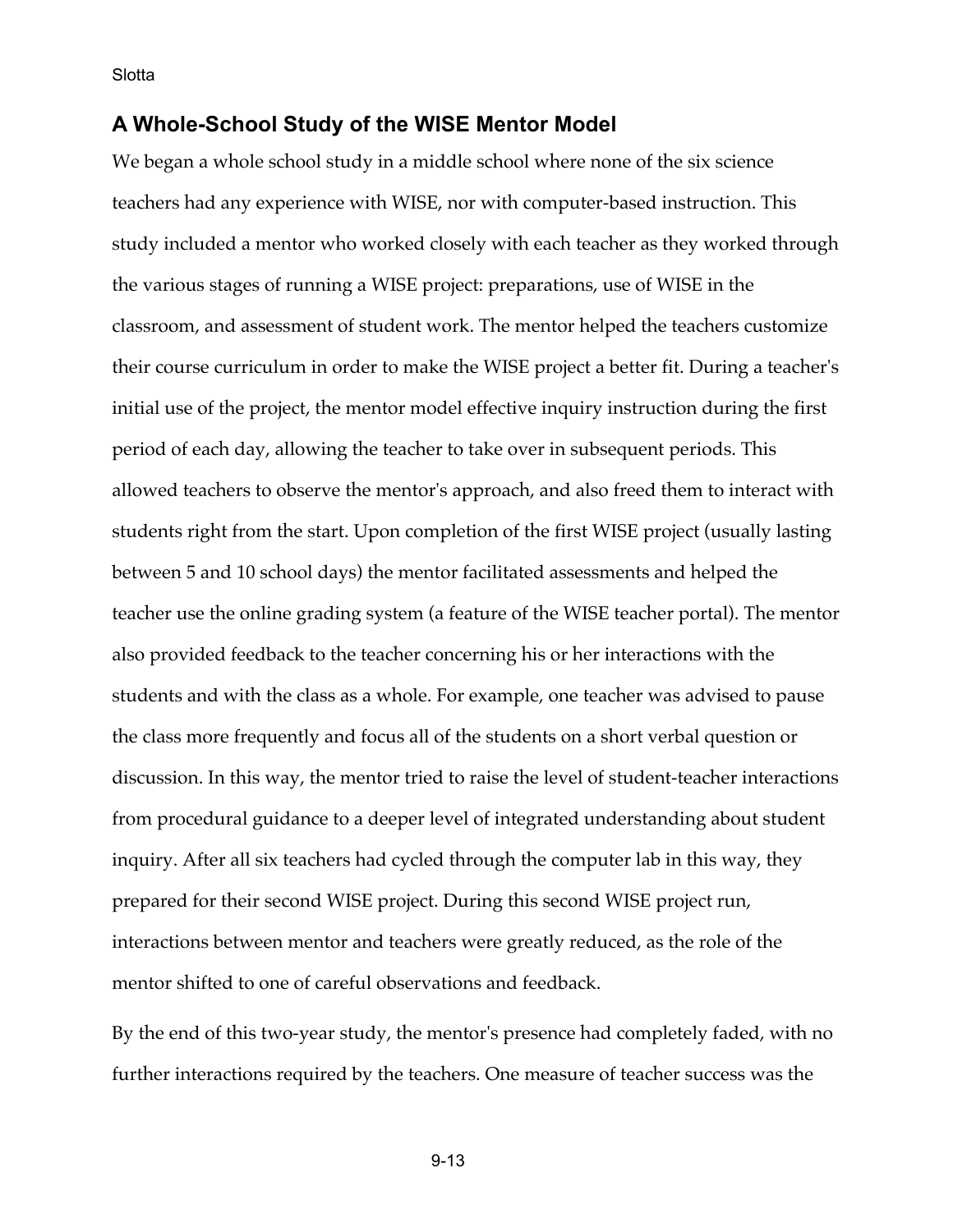## A Whole-School Study of the WISE Mentor Model

We began a whole school study in a middle school where none of the six science teachers had any experience with WISE, nor with computer-based instruction. This study included a mentor who worked closely with each teacher as they worked through the various stages of running a WISE project: preparations, use of WISE in the classroom, and assessment of student work. The mentor helped the teachers customize their course curriculum in order to make the WISE project a better fit. During a teacher's initial use of the project, the mentor model effective inquiry instruction during the first period of each day, allowing the teacher to take over in subsequent periods. This allowed teachers to observe the mentor's approach, and also freed them to interact with students right from the start. Upon completion of the first WISE project (usually lasting between 5 and 10 school days) the mentor facilitated assessments and helped the teacher use the online grading system (a feature of the WISE teacher portal). The mentor also provided feedback to the teacher concerning his or her interactions with the students and with the class as a whole. For example, one teacher was advised to pause the class more frequently and focus all of the students on a short verbal question or discussion. In this way, the mentor tried to raise the level of student-teacher interactions from procedural guidance to a deeper level of integrated understanding about student inquiry. After all six teachers had cycled through the computer lab in this way, they prepared for their second WISE project. During this second WISE project run, interactions between mentor and teachers were greatly reduced, as the role of the mentor shifted to one of careful observations and feedback.

By the end of this two-year study, the mentor's presence had completely faded, with no further interactions required by the teachers. One measure of teacher success was the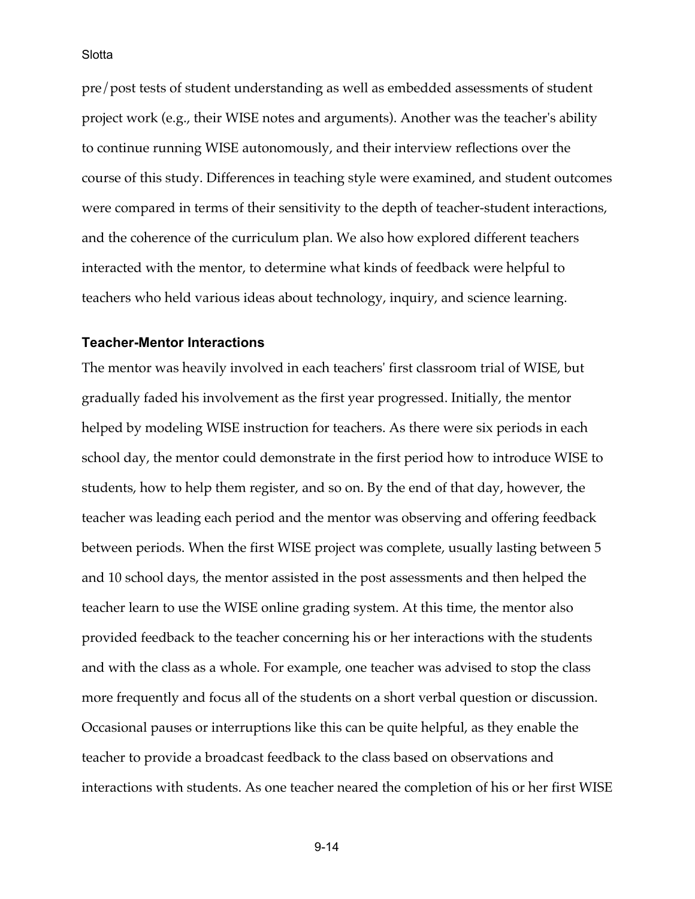pre/post tests of student understanding as well as embedded assessments of student project work (e.g., their WISE notes and arguments). Another was the teacher's ability to continue running WISE autonomously, and their interview reflections over the course of this study. Differences in teaching style were examined, and student outcomes were compared in terms of their sensitivity to the depth of teacher-student interactions, and the coherence of the curriculum plan. We also how explored different teachers interacted with the mentor, to determine what kinds of feedback were helpful to teachers who held various ideas about technology, inquiry, and science learning.

### Teacher-Mentor Interactions

The mentor was heavily involved in each teachers' first classroom trial of WISE, but gradually faded his involvement as the first year progressed. Initially, the mentor helped by modeling WISE instruction for teachers. As there were six periods in each school day, the mentor could demonstrate in the first period how to introduce WISE to students, how to help them register, and so on. By the end of that day, however, the teacher was leading each period and the mentor was observing and offering feedback between periods. When the first WISE project was complete, usually lasting between 5 and 10 school days, the mentor assisted in the post assessments and then helped the teacher learn to use the WISE online grading system. At this time, the mentor also provided feedback to the teacher concerning his or her interactions with the students and with the class as a whole. For example, one teacher was advised to stop the class more frequently and focus all of the students on a short verbal question or discussion. Occasional pauses or interruptions like this can be quite helpful, as they enable the teacher to provide a broadcast feedback to the class based on observations and interactions with students. As one teacher neared the completion of his or her first WISE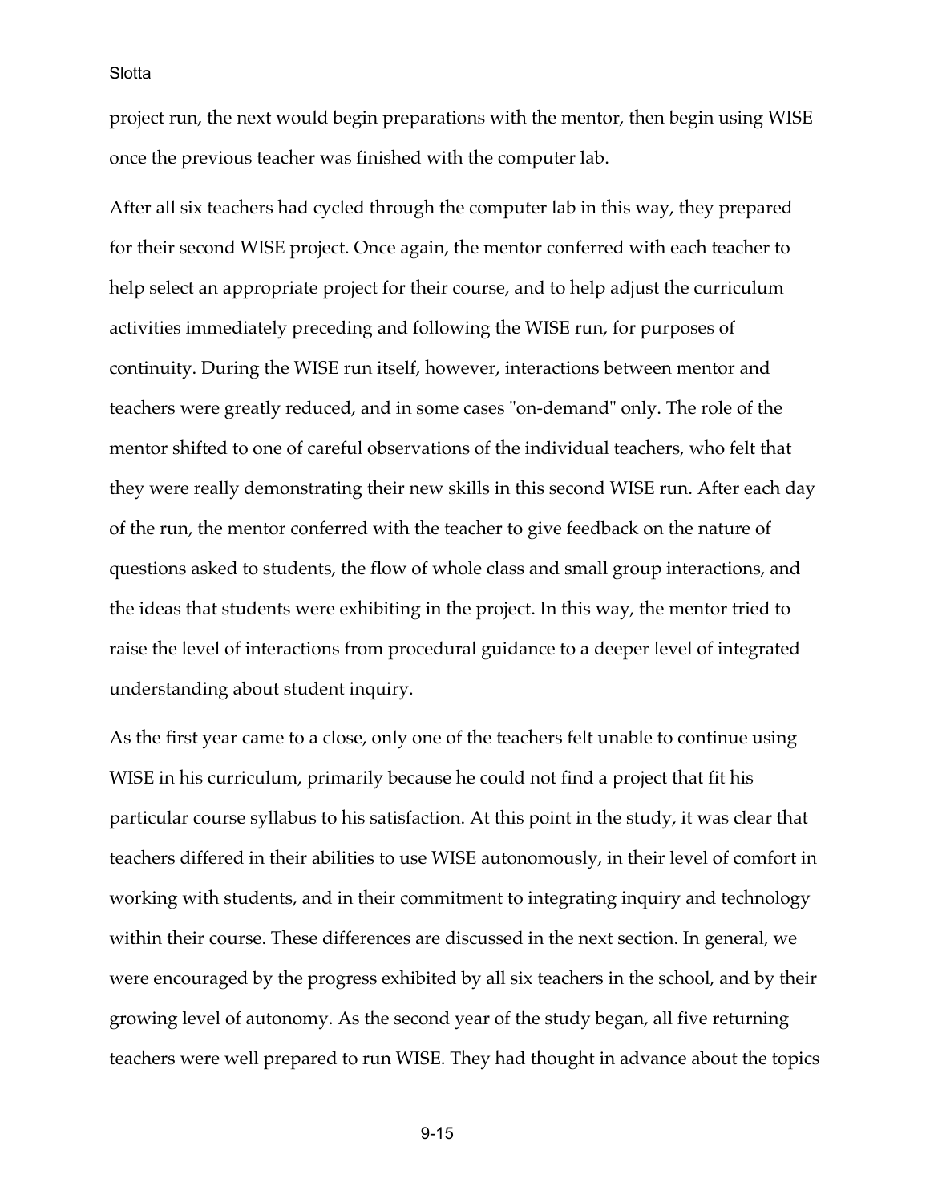project run, the next would begin preparations with the mentor, then begin using WISE once the previous teacher was finished with the computer lab.

After all six teachers had cycled through the computer lab in this way, they prepared for their second WISE project. Once again, the mentor conferred with each teacher to help select an appropriate project for their course, and to help adjust the curriculum activities immediately preceding and following the WISE run, for purposes of continuity. During the WISE run itself, however, interactions between mentor and teachers were greatly reduced, and in some cases "on-demand" only. The role of the mentor shifted to one of careful observations of the individual teachers, who felt that they were really demonstrating their new skills in this second WISE run. After each day of the run, the mentor conferred with the teacher to give feedback on the nature of questions asked to students, the flow of whole class and small group interactions, and the ideas that students were exhibiting in the project. In this way, the mentor tried to raise the level of interactions from procedural guidance to a deeper level of integrated understanding about student inquiry.

As the first year came to a close, only one of the teachers felt unable to continue using WISE in his curriculum, primarily because he could not find a project that fit his particular course syllabus to his satisfaction. At this point in the study, it was clear that teachers differed in their abilities to use WISE autonomously, in their level of comfort in working with students, and in their commitment to integrating inquiry and technology within their course. These differences are discussed in the next section. In general, we were encouraged by the progress exhibited by all six teachers in the school, and by their growing level of autonomy. As the second year of the study began, all five returning teachers were well prepared to run WISE. They had thought in advance about the topics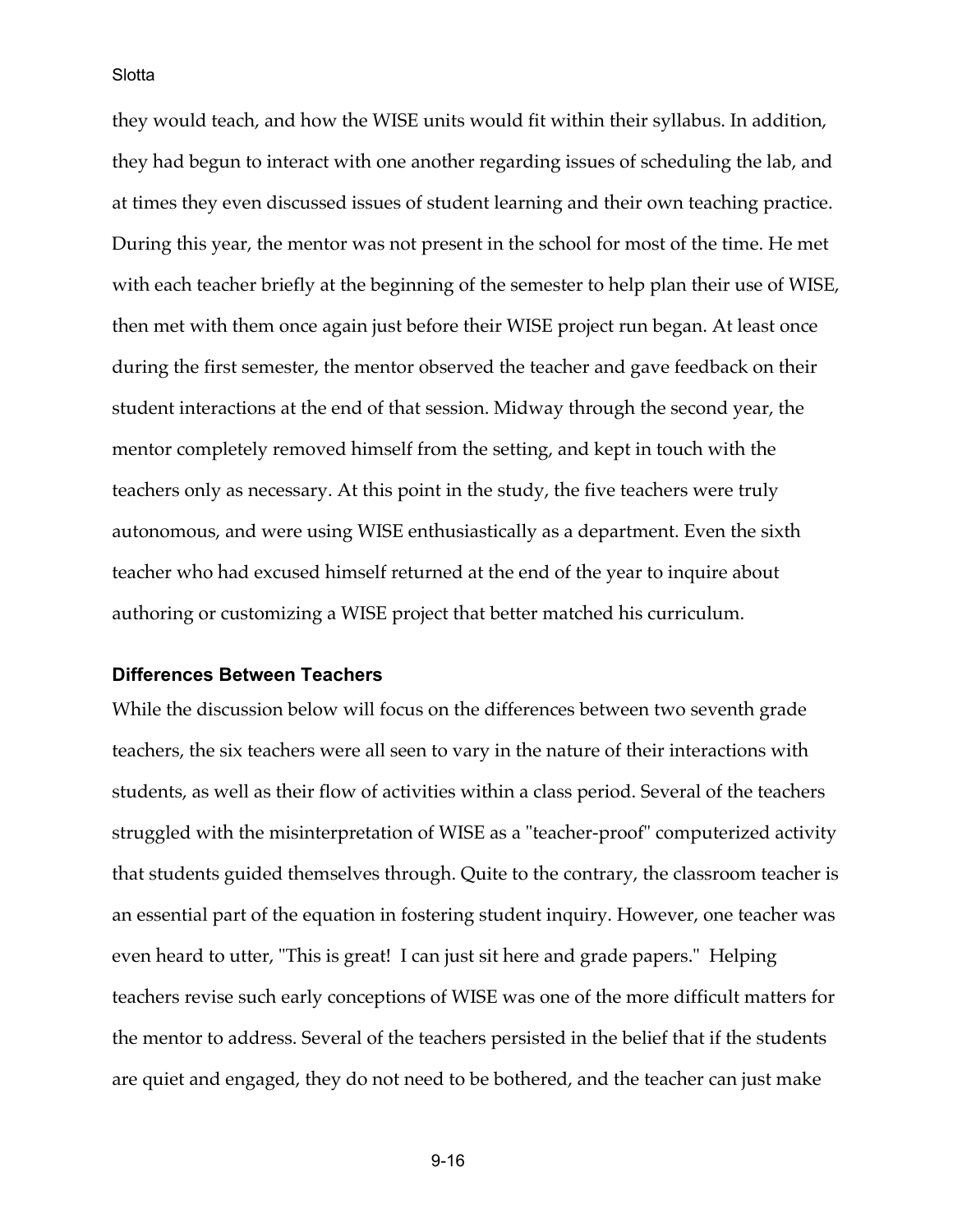they would teach, and how the WISE units would fit within their syllabus. In addition, they had begun to interact with one another regarding issues of scheduling the lab, and at times they even discussed issues of student learning and their own teaching practice. During this year, the mentor was not present in the school for most of the time. He met with each teacher briefly at the beginning of the semester to help plan their use of WISE, then met with them once again just before their WISE project run began. At least once during the first semester, the mentor observed the teacher and gave feedback on their student interactions at the end of that session. Midway through the second year, the mentor completely removed himself from the setting, and kept in touch with the teachers only as necessary. At this point in the study, the five teachers were truly autonomous, and were using WISE enthusiastically as a department. Even the sixth teacher who had excused himself returned at the end of the year to inquire about authoring or customizing a WISE project that better matched his curriculum.

### Differences Between Teachers

While the discussion below will focus on the differences between two seventh grade teachers, the six teachers were all seen to vary in the nature of their interactions with students, as well as their flow of activities within a class period. Several of the teachers struggled with the misinterpretation of WISE as a "teacher-proof" computerized activity that students guided themselves through. Quite to the contrary, the classroom teacher is an essential part of the equation in fostering student inquiry. However, one teacher was even heard to utter, "This is great! I can just sit here and grade papers." Helping teachers revise such early conceptions of WISE was one of the more difficult matters for the mentor to address. Several of the teachers persisted in the belief that if the students are quiet and engaged, they do not need to be bothered, and the teacher can just make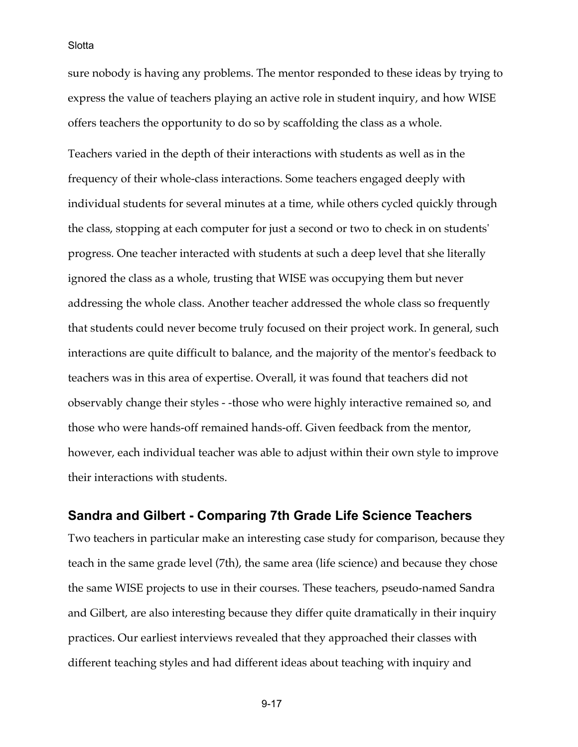sure nobody is having any problems. The mentor responded to these ideas by trying to express the value of teachers playing an active role in student inquiry, and how WISE offers teachers the opportunity to do so by scaffolding the class as a whole.

Teachers varied in the depth of their interactions with students as well as in the frequency of their whole-class interactions. Some teachers engaged deeply with individual students for several minutes at a time, while others cycled quickly through the class, stopping at each computer for just a second or two to check in on students' progress. One teacher interacted with students at such a deep level that she literally ignored the class as a whole, trusting that WISE was occupying them but never addressing the whole class. Another teacher addressed the whole class so frequently that students could never become truly focused on their project work. In general, such interactions are quite difficult to balance, and the majority of the mentor's feedback to teachers was in this area of expertise. Overall, it was found that teachers did not observably change their styles - -those who were highly interactive remained so, and those who were hands-off remained hands-off. Given feedback from the mentor, however, each individual teacher was able to adjust within their own style to improve their interactions with students.

## Sandra and Gilbert - Comparing 7th Grade Life Science Teachers

Two teachers in particular make an interesting case study for comparison, because they teach in the same grade level (7th), the same area (life science) and because they chose the same WISE projects to use in their courses. These teachers, pseudo-named Sandra and Gilbert, are also interesting because they differ quite dramatically in their inquiry practices. Our earliest interviews revealed that they approached their classes with different teaching styles and had different ideas about teaching with inquiry and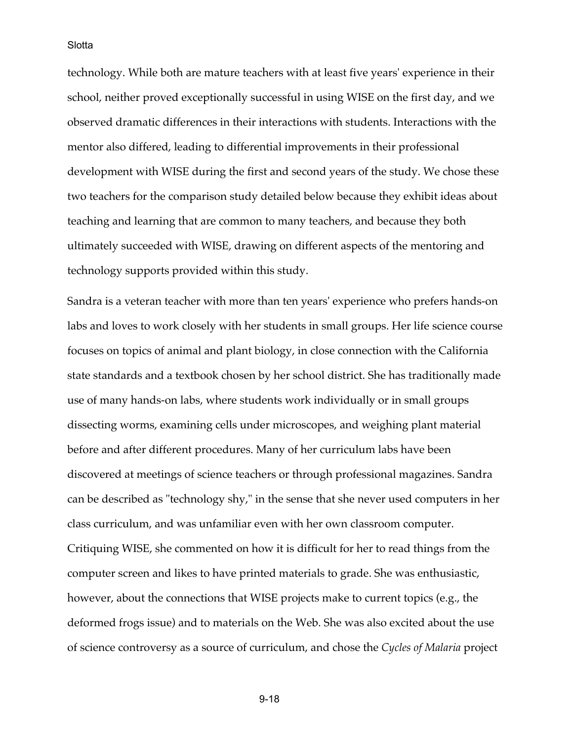technology. While both are mature teachers with at least five years' experience in their school, neither proved exceptionally successful in using WISE on the first day, and we observed dramatic differences in their interactions with students. Interactions with the mentor also differed, leading to differential improvements in their professional development with WISE during the first and second years of the study. We chose these two teachers for the comparison study detailed below because they exhibit ideas about teaching and learning that are common to many teachers, and because they both ultimately succeeded with WISE, drawing on different aspects of the mentoring and technology supports provided within this study.

Sandra is a veteran teacher with more than ten years' experience who prefers hands-on labs and loves to work closely with her students in small groups. Her life science course focuses on topics of animal and plant biology, in close connection with the California state standards and a textbook chosen by her school district. She has traditionally made use of many hands-on labs, where students work individually or in small groups dissecting worms, examining cells under microscopes, and weighing plant material before and after different procedures. Many of her curriculum labs have been discovered at meetings of science teachers or through professional magazines. Sandra can be described as "technology shy," in the sense that she never used computers in her class curriculum, and was unfamiliar even with her own classroom computer. Critiquing WISE, she commented on how it is difficult for her to read things from the computer screen and likes to have printed materials to grade. She was enthusiastic, however, about the connections that WISE projects make to current topics (e.g., the deformed frogs issue) and to materials on the Web. She was also excited about the use of science controversy as a source of curriculum, and chose the *Cycles of Malaria* project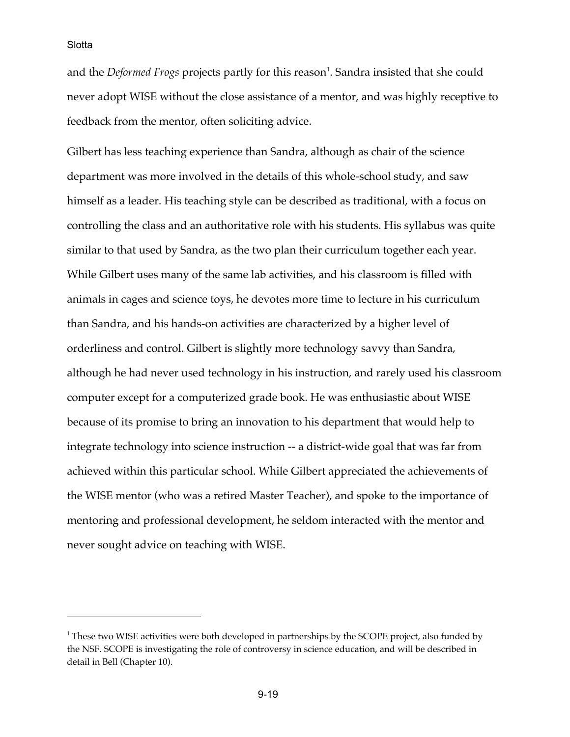and the *Deformed Frogs* projects partly for this reason[1]. Sandra insisted that she could never adopt WISE without the close assistance of a mentor, and was highly receptive to feedback from the mentor, often soliciting advice.

Gilbert has less teaching experience than Sandra, although as chair of the science department was more involved in the details of this whole-school study, and saw himself as a leader. His teaching style can be described as traditional, with a focus on controlling the class and an authoritative role with his students. His syllabus was quite similar to that used by Sandra, as the two plan their curriculum together each year. While Gilbert uses many of the same lab activities, and his classroom is filled with animals in cages and science toys, he devotes more time to lecture in his curriculum than Sandra, and his hands-on activities are characterized by a higher level of orderliness and control. Gilbert is slightly more technology savvy than Sandra, although he had never used technology in his instruction, and rarely used his classroom computer except for a computerized grade book. He was enthusiastic about WISE because of its promise to bring an innovation to his department that would help to integrate technology into science instruction -- a district-wide goal that was far from achieved within this particular school. While Gilbert appreciated the achievements of the WISE mentor (who was a retired Master Teacher), and spoke to the importance of mentoring and professional development, he seldom interacted with the mentor and never sought advice on teaching with WISE.

---

[1] These two WISE activities were both developed in partnerships by the SCOPE project, also funded by the NSF. SCOPE is investigating the role of controversy in science education, and will be described in detail in Bell (Chapter 10).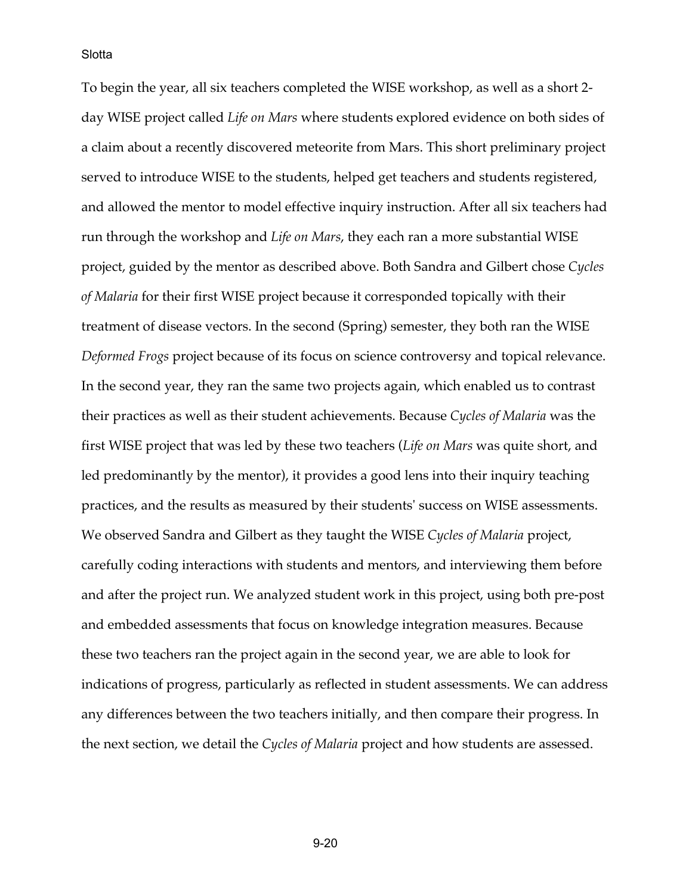To begin the year, all six teachers completed the WISE workshop, as well as a short 2-day WISE project called *Life on Mars* where students explored evidence on both sides of a claim about a recently discovered meteorite from Mars. This short preliminary project served to introduce WISE to the students, helped get teachers and students registered, and allowed the mentor to model effective inquiry instruction. After all six teachers had run through the workshop and *Life on Mars*, they each ran a more substantial WISE project, guided by the mentor as described above. Both Sandra and Gilbert chose *Cycles of Malaria* for their first WISE project because it corresponded topically with their treatment of disease vectors. In the second (Spring) semester, they both ran the WISE *Deformed Frogs* project because of its focus on science controversy and topical relevance. In the second year, they ran the same two projects again, which enabled us to contrast their practices as well as their student achievements. Because *Cycles of Malaria* was the first WISE project that was led by these two teachers (*Life on Mars* was quite short, and led predominantly by the mentor), it provides a good lens into their inquiry teaching practices, and the results as measured by their students' success on WISE assessments. We observed Sandra and Gilbert as they taught the WISE *Cycles of Malaria* project, carefully coding interactions with students and mentors, and interviewing them before and after the project run. We analyzed student work in this project, using both pre-post and embedded assessments that focus on knowledge integration measures. Because these two teachers ran the project again in the second year, we are able to look for indications of progress, particularly as reflected in student assessments. We can address any differences between the two teachers initially, and then compare their progress. In the next section, we detail the *Cycles of Malaria* project and how students are assessed.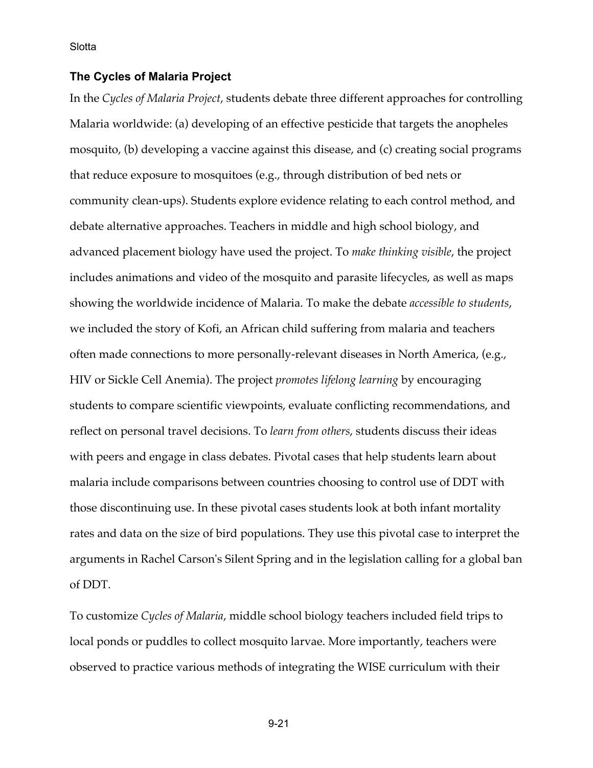### The Cycles of Malaria Project

In the *Cycles of Malaria Project*, students debate three different approaches for controlling Malaria worldwide: (a) developing of an effective pesticide that targets the anopheles mosquito, (b) developing a vaccine against this disease, and (c) creating social programs that reduce exposure to mosquitoes (e.g., through distribution of bed nets or community clean-ups). Students explore evidence relating to each control method, and debate alternative approaches. Teachers in middle and high school biology, and advanced placement biology have used the project. To *make thinking visible*, the project includes animations and video of the mosquito and parasite lifecycles, as well as maps showing the worldwide incidence of Malaria. To make the debate *accessible to students*, we included the story of Kofi, an African child suffering from malaria and teachers often made connections to more personally-relevant diseases in North America, (e.g., HIV or Sickle Cell Anemia). The project *promotes lifelong learning* by encouraging students to compare scientific viewpoints, evaluate conflicting recommendations, and reflect on personal travel decisions. To *learn from others*, students discuss their ideas with peers and engage in class debates. Pivotal cases that help students learn about malaria include comparisons between countries choosing to control use of DDT with those discontinuing use. In these pivotal cases students look at both infant mortality rates and data on the size of bird populations. They use this pivotal case to interpret the arguments in Rachel Carson's Silent Spring and in the legislation calling for a global ban of DDT.

To customize *Cycles of Malaria*, middle school biology teachers included field trips to local ponds or puddles to collect mosquito larvae. More importantly, teachers were observed to practice various methods of integrating the WISE curriculum with their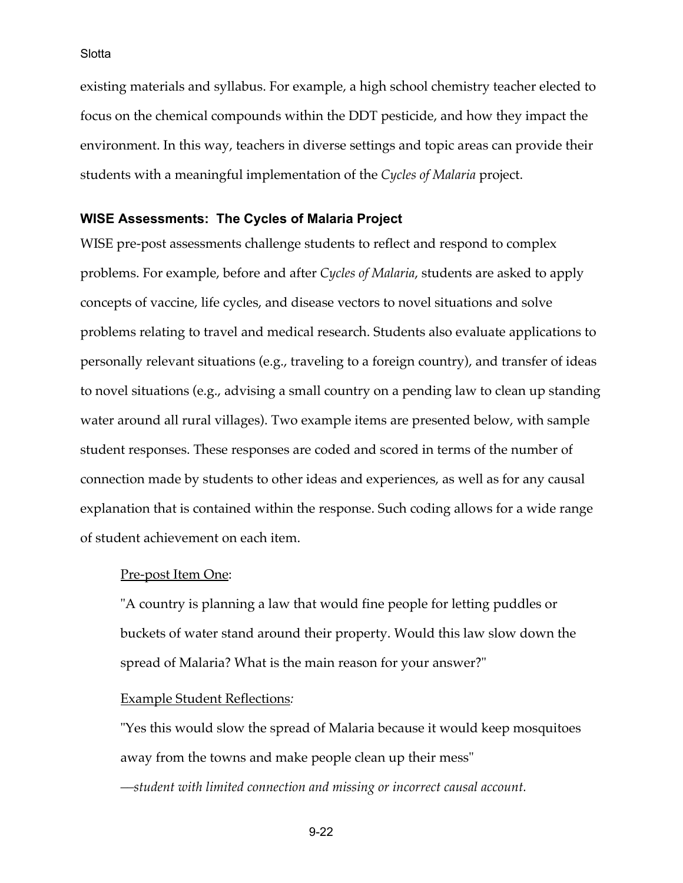existing materials and syllabus. For example, a high school chemistry teacher elected to focus on the chemical compounds within the DDT pesticide, and how they impact the environment. In this way, teachers in diverse settings and topic areas can provide their students with a meaningful implementation of the *Cycles of Malaria* project.

### WISE Assessments: The Cycles of Malaria Project

WISE pre-post assessments challenge students to reflect and respond to complex problems. For example, before and after *Cycles of Malaria*, students are asked to apply concepts of vaccine, life cycles, and disease vectors to novel situations and solve problems relating to travel and medical research. Students also evaluate applications to personally relevant situations (e.g., traveling to a foreign country), and transfer of ideas to novel situations (e.g., advising a small country on a pending law to clean up standing water around all rural villages). Two example items are presented below, with sample student responses. These responses are coded and scored in terms of the number of connection made by students to other ideas and experiences, as well as for any causal explanation that is contained within the response. Such coding allows for a wide range of student achievement on each item.

> <u>Pre-post Item One</u>:
>
> "A country is planning a law that would fine people for letting puddles or buckets of water stand around their property. Would this law slow down the spread of Malaria? What is the main reason for your answer?"
>
> <u>Example Student Reflections</u>*:*
>
> "Yes this would slow the spread of Malaria because it would keep mosquitoes away from the towns and make people clean up their mess"
>
> —*student with limited connection and missing or incorrect causal account.*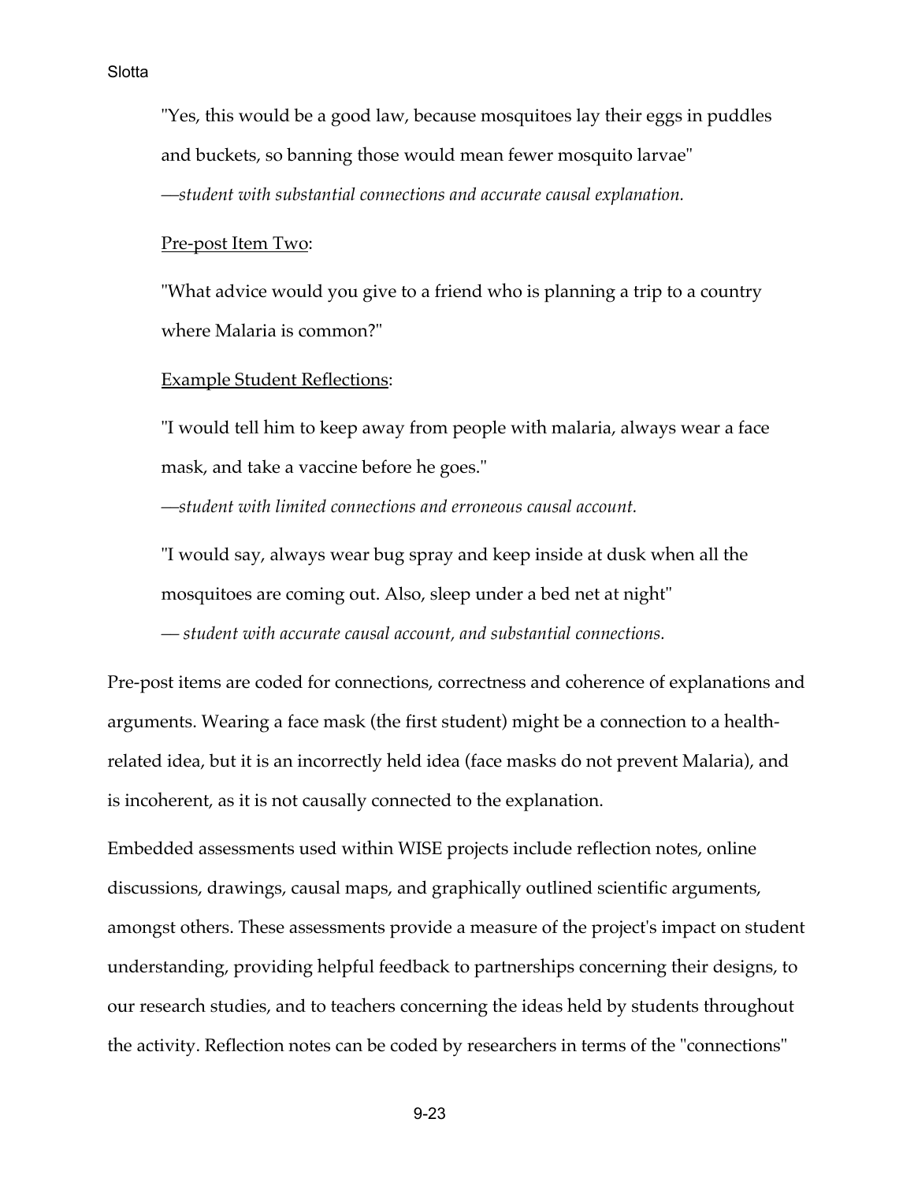"Yes, this would be a good law, because mosquitoes lay their eggs in puddles and buckets, so banning those would mean fewer mosquito larvae"

—*student with substantial connections and accurate causal explanation.*

<u>Pre-post Item Two</u>:

"What advice would you give to a friend who is planning a trip to a country where Malaria is common?"

<u>Example Student Reflections</u>:

"I would tell him to keep away from people with malaria, always wear a face mask, and take a vaccine before he goes."

—*student with limited connections and erroneous causal account.*

"I would say, always wear bug spray and keep inside at dusk when all the mosquitoes are coming out. Also, sleep under a bed net at night"

— *student with accurate causal account, and substantial connections.*

Pre-post items are coded for connections, correctness and coherence of explanations and arguments. Wearing a face mask (the first student) might be a connection to a health-related idea, but it is an incorrectly held idea (face masks do not prevent Malaria), and is incoherent, as it is not causally connected to the explanation.

Embedded assessments used within WISE projects include reflection notes, online discussions, drawings, causal maps, and graphically outlined scientific arguments, amongst others. These assessments provide a measure of the project's impact on student understanding, providing helpful feedback to partnerships concerning their designs, to our research studies, and to teachers concerning the ideas held by students throughout the activity. Reflection notes can be coded by researchers in terms of the "connections"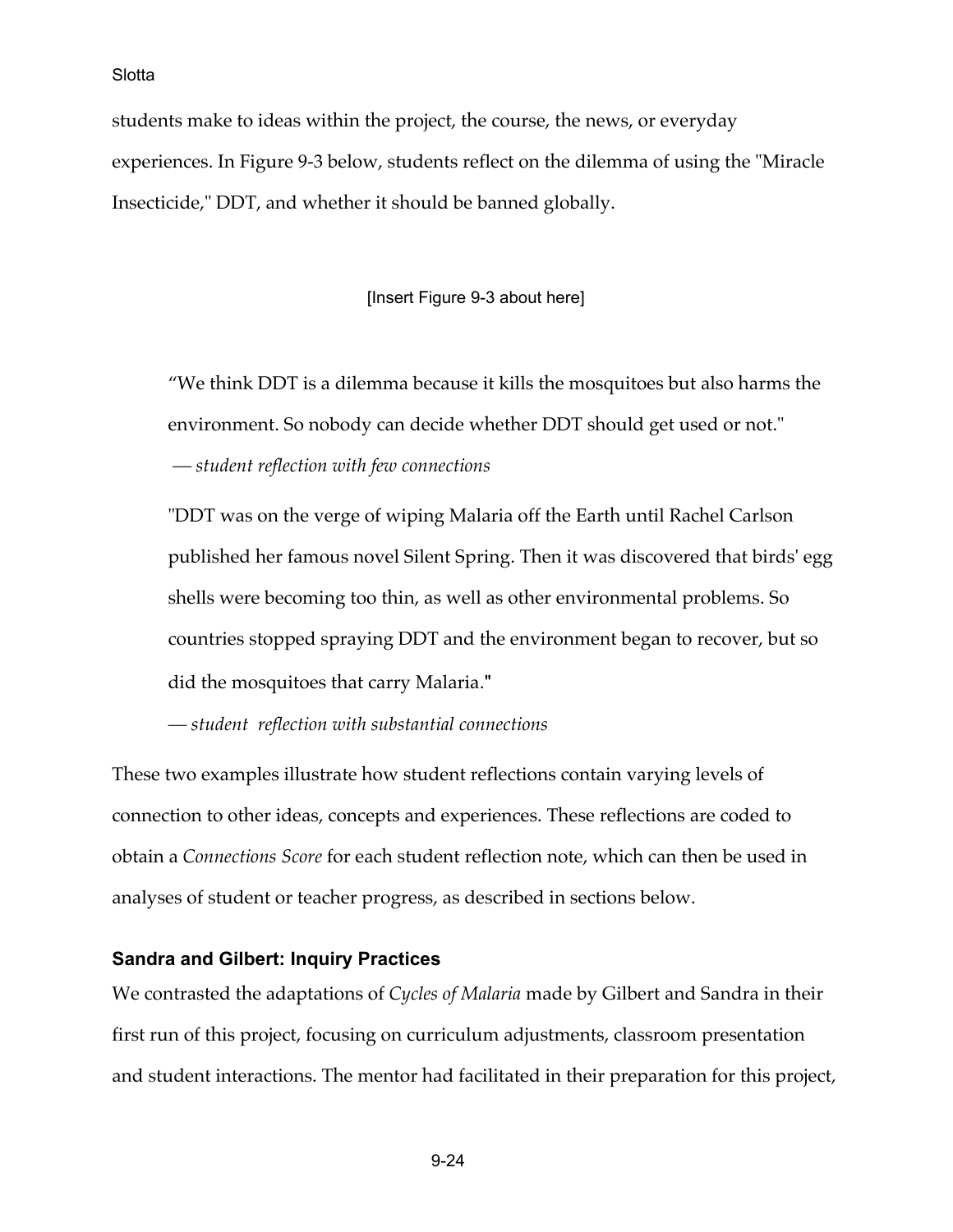students make to ideas within the project, the course, the news, or everyday experiences. In Figure 9-3 below, students reflect on the dilemma of using the "Miracle Insecticide," DDT, and whether it should be banned globally.

[Insert Figure 9-3 about here]

> "We think DDT is a dilemma because it kills the mosquitoes but also harms the environment. So nobody can decide whether DDT should get used or not."
>
> — *student reflection with few connections*
>
> "DDT was on the verge of wiping Malaria off the Earth until Rachel Carlson published her famous novel Silent Spring. Then it was discovered that birds' egg shells were becoming too thin, as well as other environmental problems. So countries stopped spraying DDT and the environment began to recover, but so did the mosquitoes that carry Malaria."
>
> — *student reflection with substantial connections*

These two examples illustrate how student reflections contain varying levels of connection to other ideas, concepts and experiences. These reflections are coded to obtain a *Connections Score* for each student reflection note, which can then be used in analyses of student or teacher progress, as described in sections below.

### Sandra and Gilbert: Inquiry Practices

We contrasted the adaptations of *Cycles of Malaria* made by Gilbert and Sandra in their first run of this project, focusing on curriculum adjustments, classroom presentation and student interactions. The mentor had facilitated in their preparation for this project,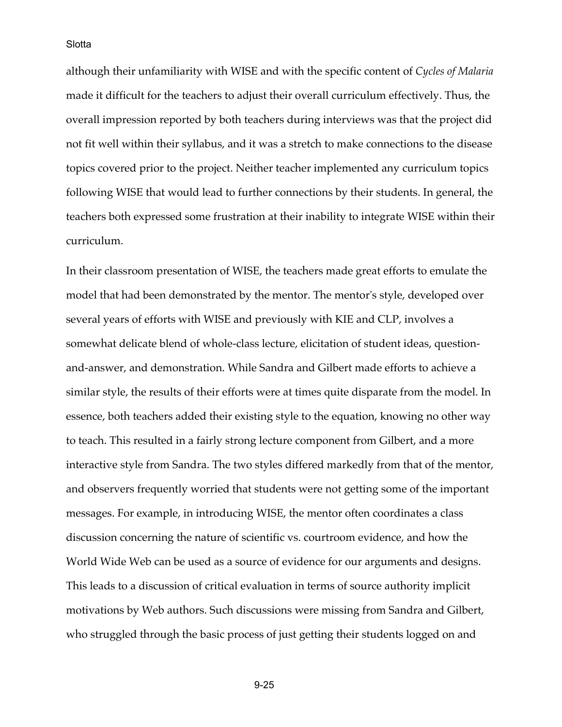although their unfamiliarity with WISE and with the specific content of *Cycles of Malaria* made it difficult for the teachers to adjust their overall curriculum effectively. Thus, the overall impression reported by both teachers during interviews was that the project did not fit well within their syllabus, and it was a stretch to make connections to the disease topics covered prior to the project. Neither teacher implemented any curriculum topics following WISE that would lead to further connections by their students. In general, the teachers both expressed some frustration at their inability to integrate WISE within their curriculum.

In their classroom presentation of WISE, the teachers made great efforts to emulate the model that had been demonstrated by the mentor. The mentor's style, developed over several years of efforts with WISE and previously with KIE and CLP, involves a somewhat delicate blend of whole-class lecture, elicitation of student ideas, question-and-answer, and demonstration. While Sandra and Gilbert made efforts to achieve a similar style, the results of their efforts were at times quite disparate from the model. In essence, both teachers added their existing style to the equation, knowing no other way to teach. This resulted in a fairly strong lecture component from Gilbert, and a more interactive style from Sandra. The two styles differed markedly from that of the mentor, and observers frequently worried that students were not getting some of the important messages. For example, in introducing WISE, the mentor often coordinates a class discussion concerning the nature of scientific vs. courtroom evidence, and how the World Wide Web can be used as a source of evidence for our arguments and designs. This leads to a discussion of critical evaluation in terms of source authority implicit motivations by Web authors. Such discussions were missing from Sandra and Gilbert, who struggled through the basic process of just getting their students logged on and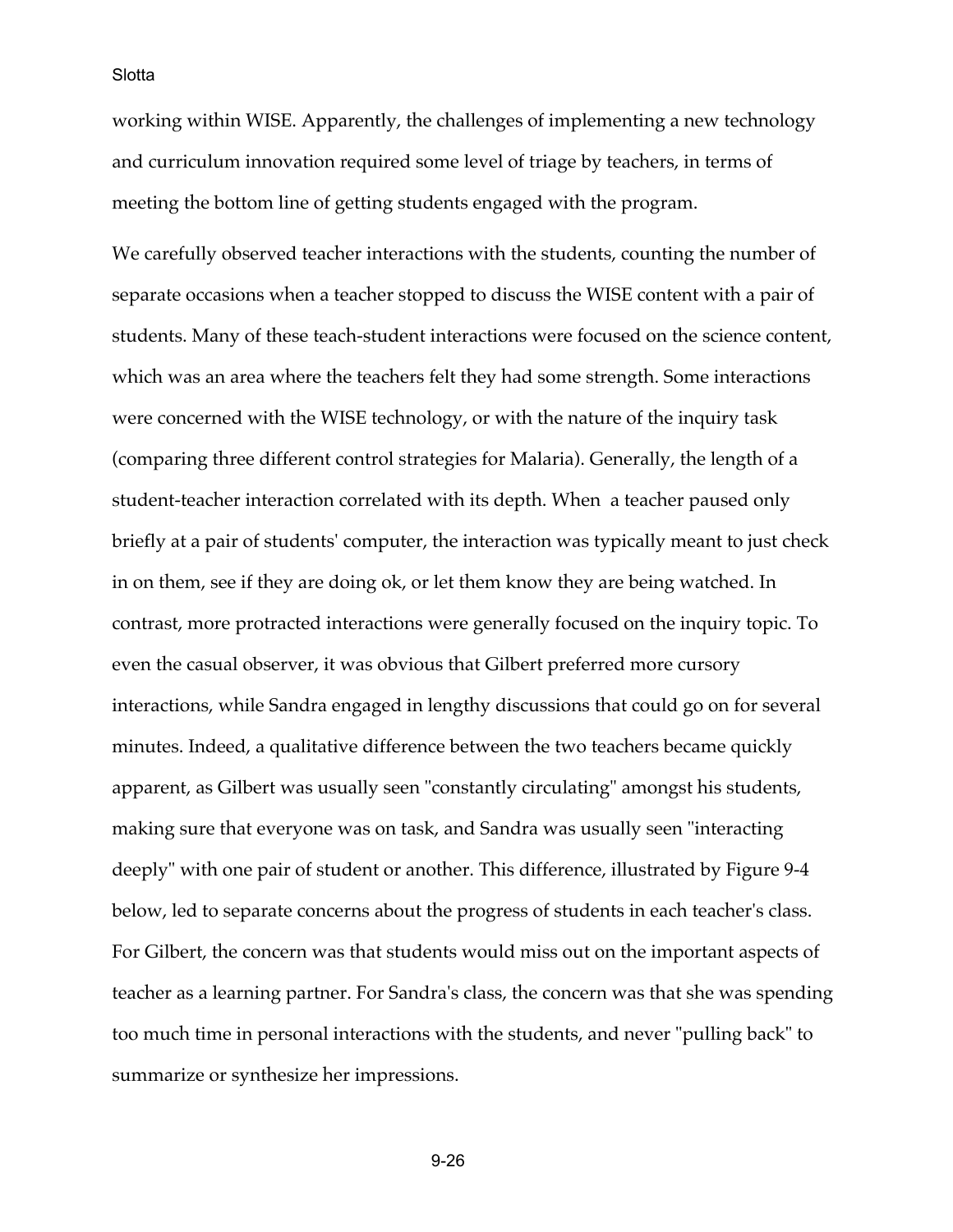working within WISE. Apparently, the challenges of implementing a new technology and curriculum innovation required some level of triage by teachers, in terms of meeting the bottom line of getting students engaged with the program.

We carefully observed teacher interactions with the students, counting the number of separate occasions when a teacher stopped to discuss the WISE content with a pair of students. Many of these teach-student interactions were focused on the science content, which was an area where the teachers felt they had some strength. Some interactions were concerned with the WISE technology, or with the nature of the inquiry task (comparing three different control strategies for Malaria). Generally, the length of a student-teacher interaction correlated with its depth. When a teacher paused only briefly at a pair of students' computer, the interaction was typically meant to just check in on them, see if they are doing ok, or let them know they are being watched. In contrast, more protracted interactions were generally focused on the inquiry topic. To even the casual observer, it was obvious that Gilbert preferred more cursory interactions, while Sandra engaged in lengthy discussions that could go on for several minutes. Indeed, a qualitative difference between the two teachers became quickly apparent, as Gilbert was usually seen "constantly circulating" amongst his students, making sure that everyone was on task, and Sandra was usually seen "interacting deeply" with one pair of student or another. This difference, illustrated by Figure 9-4 below, led to separate concerns about the progress of students in each teacher's class. For Gilbert, the concern was that students would miss out on the important aspects of teacher as a learning partner. For Sandra's class, the concern was that she was spending too much time in personal interactions with the students, and never "pulling back" to summarize or synthesize her impressions.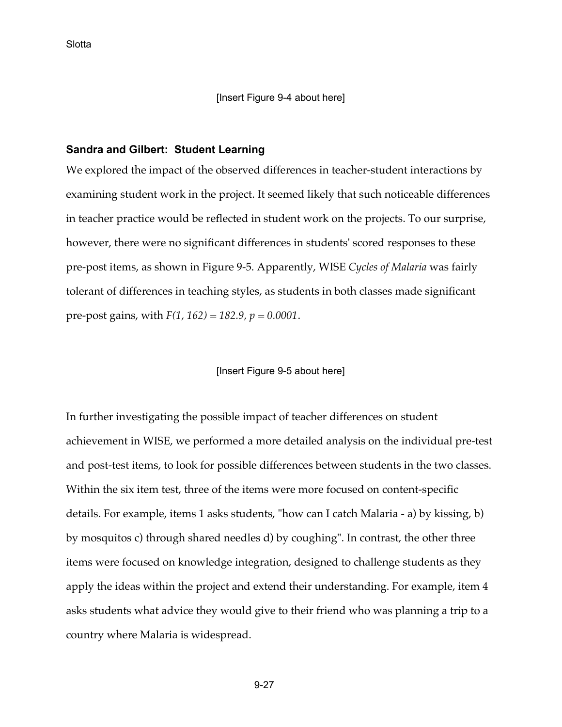[Insert Figure 9-4 about here]

### Sandra and Gilbert: Student Learning

We explored the impact of the observed differences in teacher-student interactions by examining student work in the project. It seemed likely that such noticeable differences in teacher practice would be reflected in student work on the projects. To our surprise, however, there were no significant differences in students' scored responses to these pre-post items, as shown in Figure 9-5. Apparently, WISE *Cycles of Malaria* was fairly tolerant of differences in teaching styles, as students in both classes made significant pre-post gains, with $F(1, 162) = 182.9$, $p = 0.0001$.

[Insert Figure 9-5 about here]

In further investigating the possible impact of teacher differences on student achievement in WISE, we performed a more detailed analysis on the individual pre-test and post-test items, to look for possible differences between students in the two classes. Within the six item test, three of the items were more focused on content-specific details. For example, items 1 asks students, "how can I catch Malaria - a) by kissing, b) by mosquitos c) through shared needles d) by coughing". In contrast, the other three items were focused on knowledge integration, designed to challenge students as they apply the ideas within the project and extend their understanding. For example, item 4 asks students what advice they would give to their friend who was planning a trip to a country where Malaria is widespread.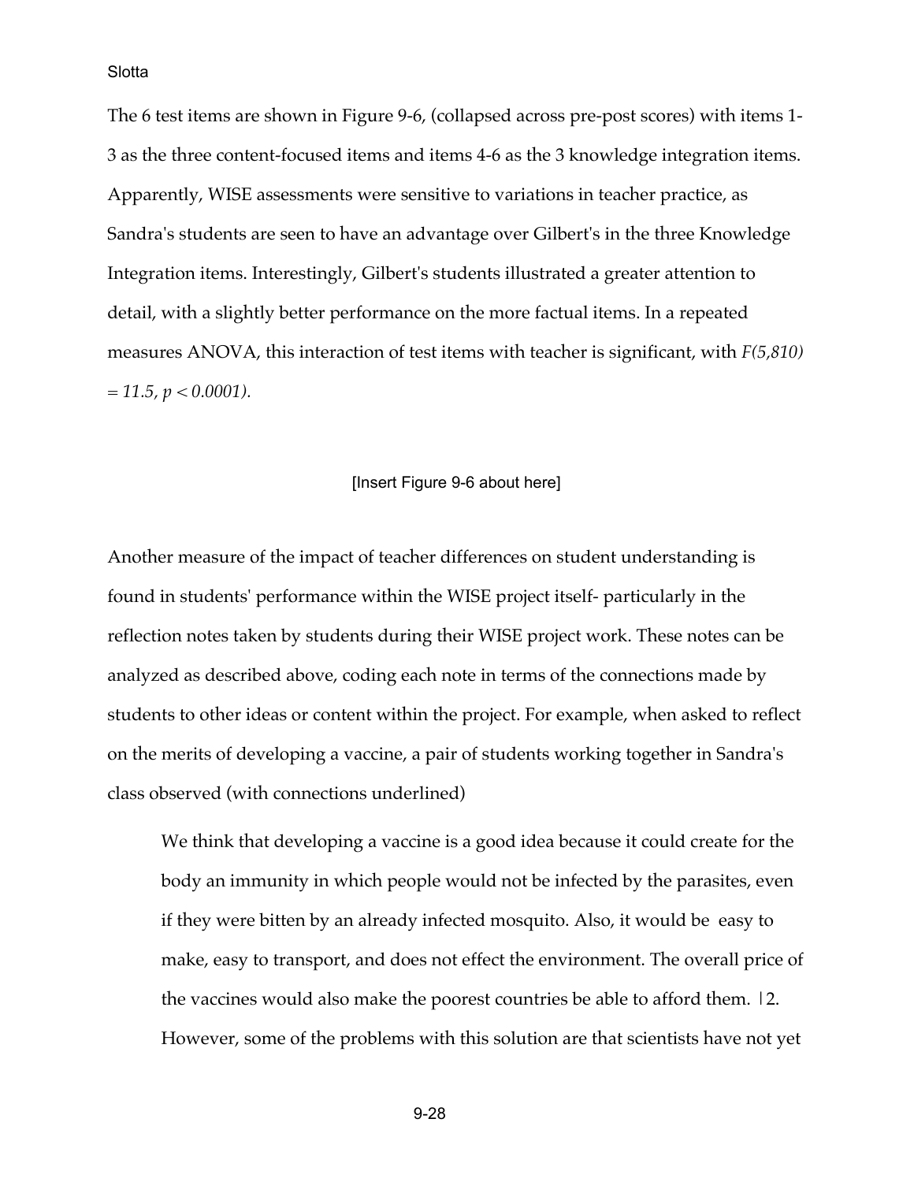The 6 test items are shown in Figure 9-6, (collapsed across pre-post scores) with items 1-3 as the three content-focused items and items 4-6 as the 3 knowledge integration items. Apparently, WISE assessments were sensitive to variations in teacher practice, as Sandra's students are seen to have an advantage over Gilbert's in the three Knowledge Integration items. Interestingly, Gilbert's students illustrated a greater attention to detail, with a slightly better performance on the more factual items. In a repeated measures ANOVA, this interaction of test items with teacher is significant, with $F(5,810) = 11.5$, $p < 0.0001$).

[Insert Figure 9-6 about here]

Another measure of the impact of teacher differences on student understanding is found in students' performance within the WISE project itself- particularly in the reflection notes taken by students during their WISE project work. These notes can be analyzed as described above, coding each note in terms of the connections made by students to other ideas or content within the project. For example, when asked to reflect on the merits of developing a vaccine, a pair of students working together in Sandra's class observed (with connections underlined)

> We think that developing a vaccine is a good idea because it could create for the body an immunity in which people would not be infected by the parasites, even if they were bitten by an already infected mosquito. Also, it would be easy to make, easy to transport, and does not effect the environment. The overall price of the vaccines would also make the poorest countries be able to afford them. |2. However, some of the problems with this solution are that scientists have not yet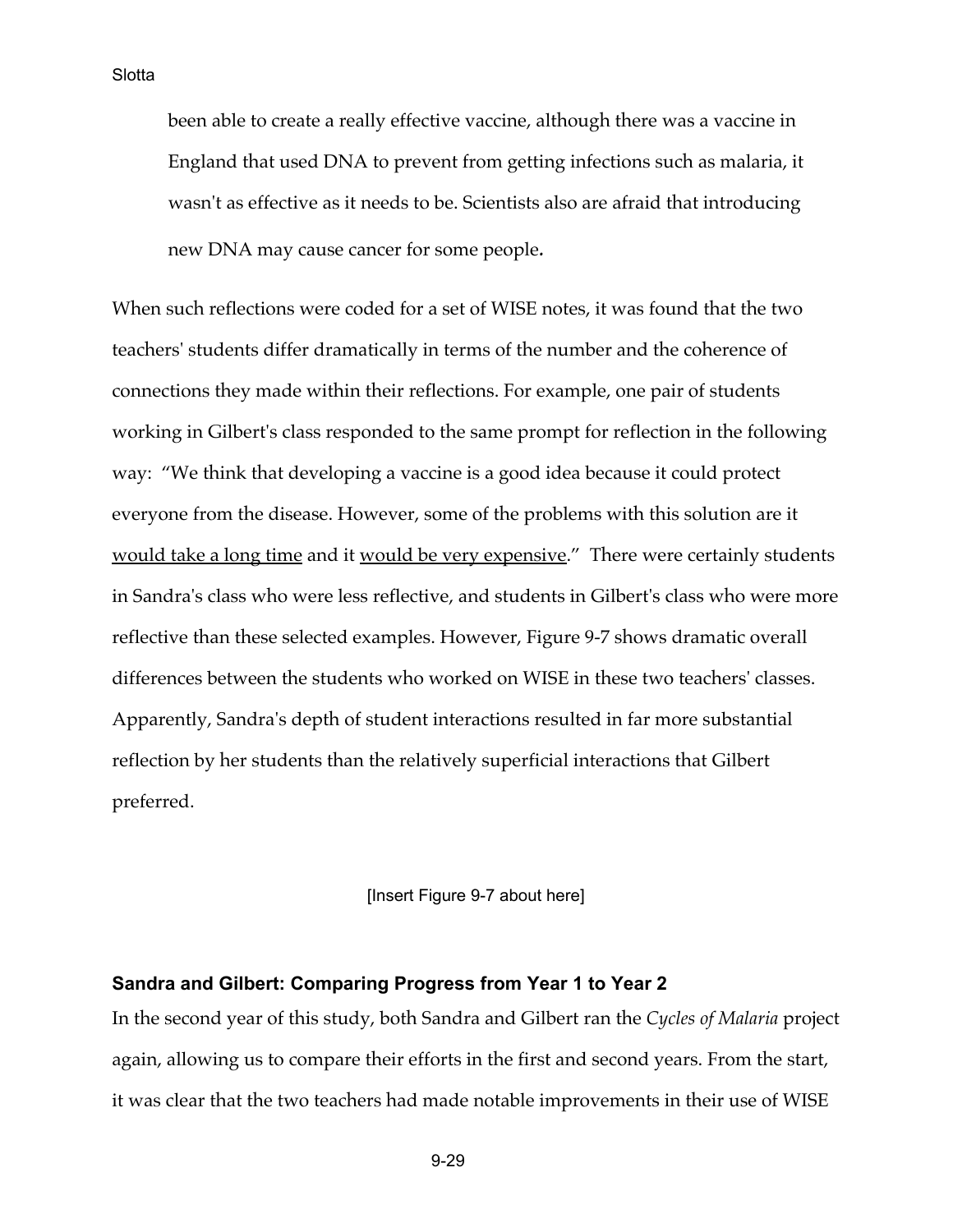> been able to create a really effective vaccine, although there was a vaccine in England that used DNA to prevent from getting infections such as malaria, it wasn't as effective as it needs to be. Scientists also are afraid that introducing new DNA may cause cancer for some people**.**

When such reflections were coded for a set of WISE notes, it was found that the two teachers' students differ dramatically in terms of the number and the coherence of connections they made within their reflections. For example, one pair of students working in Gilbert's class responded to the same prompt for reflection in the following way: "We think that developing a vaccine is a good idea because it could protect everyone from the disease. However, some of the problems with this solution are it <u>would take a long time</u> and it <u>would be very expensive</u>." There were certainly students in Sandra's class who were less reflective, and students in Gilbert's class who were more reflective than these selected examples. However, Figure 9-7 shows dramatic overall differences between the students who worked on WISE in these two teachers' classes. Apparently, Sandra's depth of student interactions resulted in far more substantial reflection by her students than the relatively superficial interactions that Gilbert preferred.

[Insert Figure 9-7 about here]

### Sandra and Gilbert: Comparing Progress from Year 1 to Year 2

In the second year of this study, both Sandra and Gilbert ran the *Cycles of Malaria* project again, allowing us to compare their efforts in the first and second years. From the start, it was clear that the two teachers had made notable improvements in their use of WISE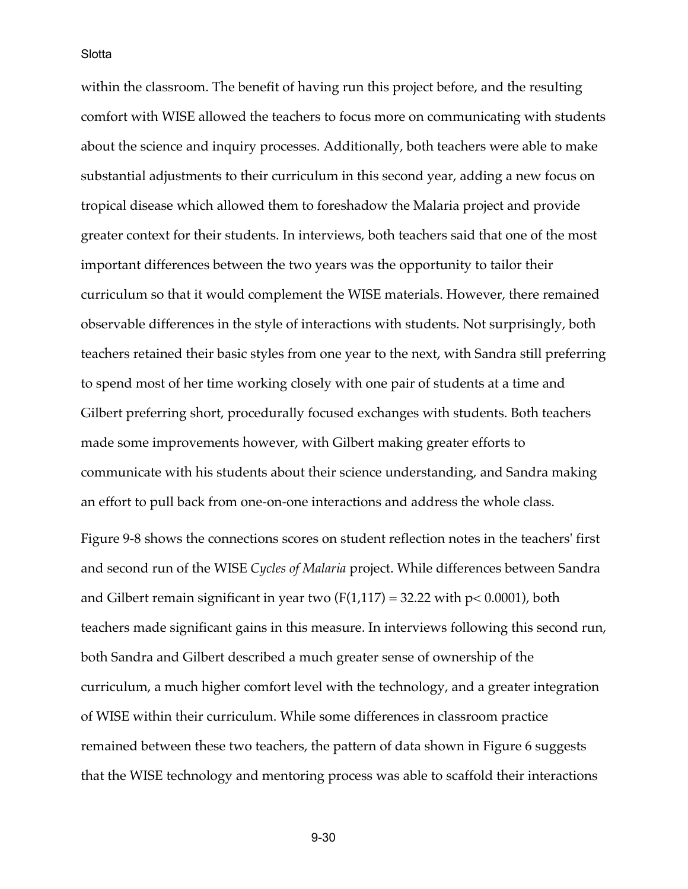within the classroom. The benefit of having run this project before, and the resulting comfort with WISE allowed the teachers to focus more on communicating with students about the science and inquiry processes. Additionally, both teachers were able to make substantial adjustments to their curriculum in this second year, adding a new focus on tropical disease which allowed them to foreshadow the Malaria project and provide greater context for their students. In interviews, both teachers said that one of the most important differences between the two years was the opportunity to tailor their curriculum so that it would complement the WISE materials. However, there remained observable differences in the style of interactions with students. Not surprisingly, both teachers retained their basic styles from one year to the next, with Sandra still preferring to spend most of her time working closely with one pair of students at a time and Gilbert preferring short, procedurally focused exchanges with students. Both teachers made some improvements however, with Gilbert making greater efforts to communicate with his students about their science understanding, and Sandra making an effort to pull back from one-on-one interactions and address the whole class.

Figure 9-8 shows the connections scores on student reflection notes in the teachers' first and second run of the WISE *Cycles of Malaria* project. While differences between Sandra and Gilbert remain significant in year two ($F(1,117) = 32.22$ with $p < 0.0001$), both teachers made significant gains in this measure. In interviews following this second run, both Sandra and Gilbert described a much greater sense of ownership of the curriculum, a much higher comfort level with the technology, and a greater integration of WISE within their curriculum. While some differences in classroom practice remained between these two teachers, the pattern of data shown in Figure 6 suggests that the WISE technology and mentoring process was able to scaffold their interactions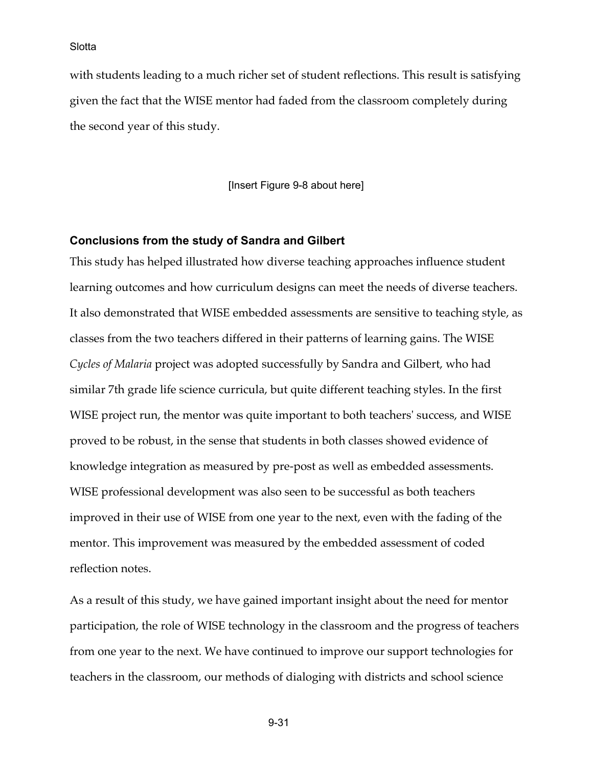with students leading to a much richer set of student reflections. This result is satisfying given the fact that the WISE mentor had faded from the classroom completely during the second year of this study.

[Insert Figure 9-8 about here]

### Conclusions from the study of Sandra and Gilbert

This study has helped illustrated how diverse teaching approaches influence student learning outcomes and how curriculum designs can meet the needs of diverse teachers. It also demonstrated that WISE embedded assessments are sensitive to teaching style, as classes from the two teachers differed in their patterns of learning gains. The WISE *Cycles of Malaria* project was adopted successfully by Sandra and Gilbert, who had similar 7th grade life science curricula, but quite different teaching styles. In the first WISE project run, the mentor was quite important to both teachers' success, and WISE proved to be robust, in the sense that students in both classes showed evidence of knowledge integration as measured by pre-post as well as embedded assessments. WISE professional development was also seen to be successful as both teachers improved in their use of WISE from one year to the next, even with the fading of the mentor. This improvement was measured by the embedded assessment of coded reflection notes.

As a result of this study, we have gained important insight about the need for mentor participation, the role of WISE technology in the classroom and the progress of teachers from one year to the next. We have continued to improve our support technologies for teachers in the classroom, our methods of dialoging with districts and school science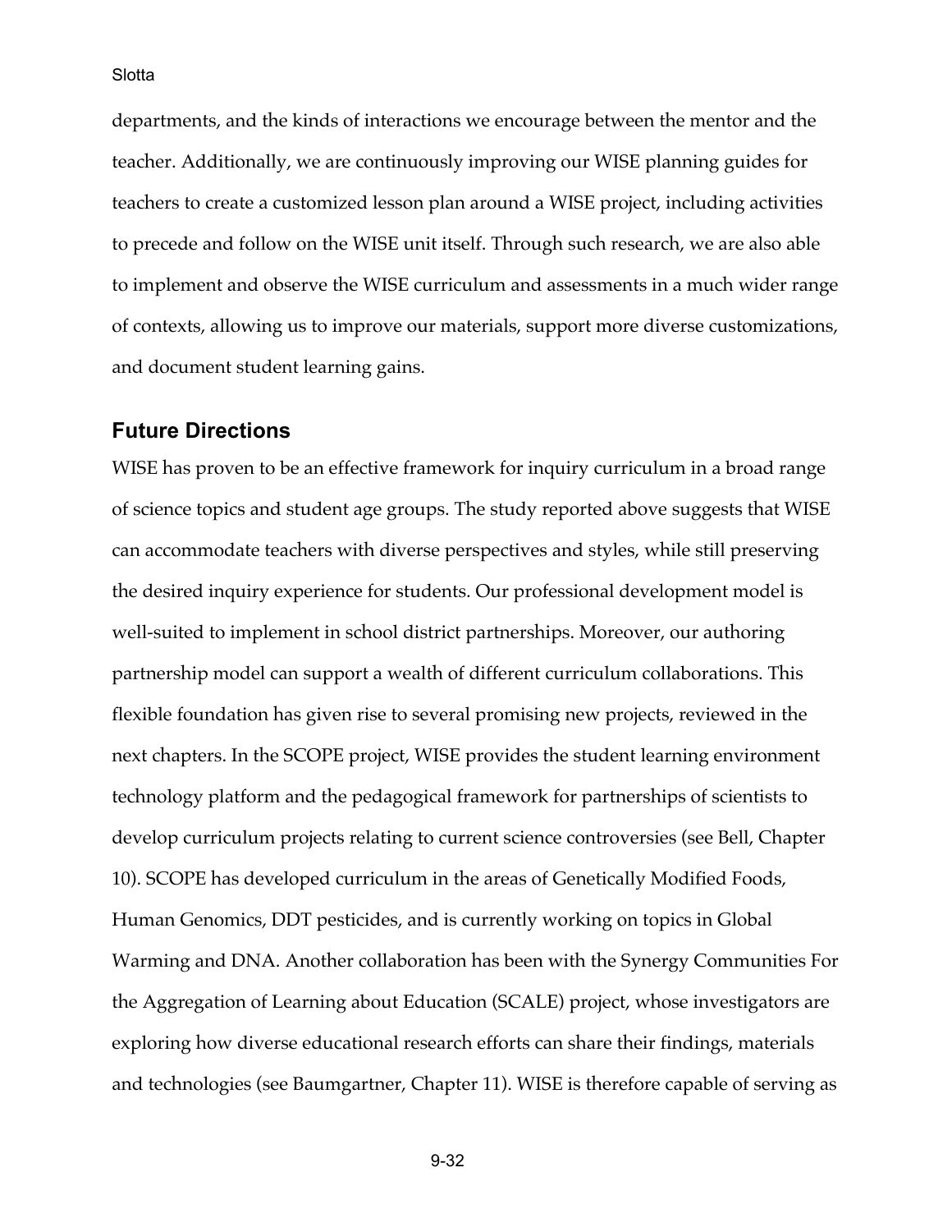departments, and the kinds of interactions we encourage between the mentor and the teacher. Additionally, we are continuously improving our WISE planning guides for teachers to create a customized lesson plan around a WISE project, including activities to precede and follow on the WISE unit itself. Through such research, we are also able to implement and observe the WISE curriculum and assessments in a much wider range of contexts, allowing us to improve our materials, support more diverse customizations, and document student learning gains.

## Future Directions

WISE has proven to be an effective framework for inquiry curriculum in a broad range of science topics and student age groups. The study reported above suggests that WISE can accommodate teachers with diverse perspectives and styles, while still preserving the desired inquiry experience for students. Our professional development model is well-suited to implement in school district partnerships. Moreover, our authoring partnership model can support a wealth of different curriculum collaborations. This flexible foundation has given rise to several promising new projects, reviewed in the next chapters. In the SCOPE project, WISE provides the student learning environment technology platform and the pedagogical framework for partnerships of scientists to develop curriculum projects relating to current science controversies (see Bell, Chapter 10). SCOPE has developed curriculum in the areas of Genetically Modified Foods, Human Genomics, DDT pesticides, and is currently working on topics in Global Warming and DNA. Another collaboration has been with the Synergy Communities For the Aggregation of Learning about Education (SCALE) project, whose investigators are exploring how diverse educational research efforts can share their findings, materials and technologies (see Baumgartner, Chapter 11). WISE is therefore capable of serving as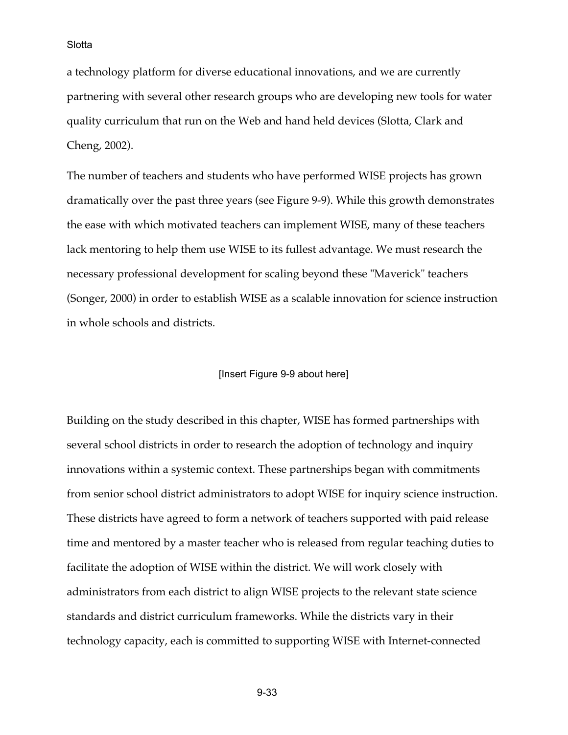a technology platform for diverse educational innovations, and we are currently partnering with several other research groups who are developing new tools for water quality curriculum that run on the Web and hand held devices (Slotta, Clark and Cheng, 2002).

The number of teachers and students who have performed WISE projects has grown dramatically over the past three years (see Figure 9-9). While this growth demonstrates the ease with which motivated teachers can implement WISE, many of these teachers lack mentoring to help them use WISE to its fullest advantage. We must research the necessary professional development for scaling beyond these "Maverick" teachers (Songer, 2000) in order to establish WISE as a scalable innovation for science instruction in whole schools and districts.

[Insert Figure 9-9 about here]

Building on the study described in this chapter, WISE has formed partnerships with several school districts in order to research the adoption of technology and inquiry innovations within a systemic context. These partnerships began with commitments from senior school district administrators to adopt WISE for inquiry science instruction. These districts have agreed to form a network of teachers supported with paid release time and mentored by a master teacher who is released from regular teaching duties to facilitate the adoption of WISE within the district. We will work closely with administrators from each district to align WISE projects to the relevant state science standards and district curriculum frameworks. While the districts vary in their technology capacity, each is committed to supporting WISE with Internet-connected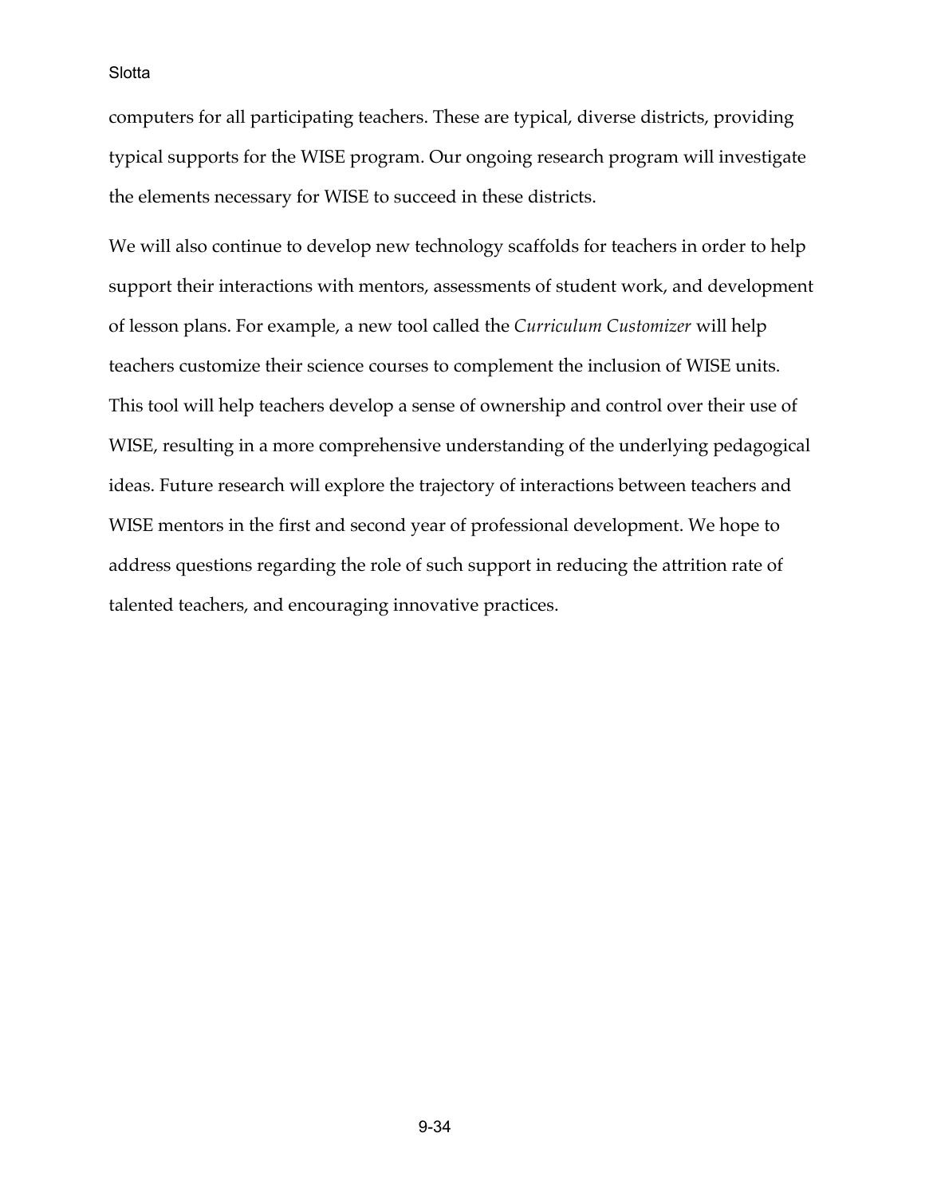computers for all participating teachers. These are typical, diverse districts, providing typical supports for the WISE program. Our ongoing research program will investigate the elements necessary for WISE to succeed in these districts.

We will also continue to develop new technology scaffolds for teachers in order to help support their interactions with mentors, assessments of student work, and development of lesson plans. For example, a new tool called the *Curriculum Customizer* will help teachers customize their science courses to complement the inclusion of WISE units. This tool will help teachers develop a sense of ownership and control over their use of WISE, resulting in a more comprehensive understanding of the underlying pedagogical ideas. Future research will explore the trajectory of interactions between teachers and WISE mentors in the first and second year of professional development. We hope to address questions regarding the role of such support in reducing the attrition rate of talented teachers, and encouraging innovative practices.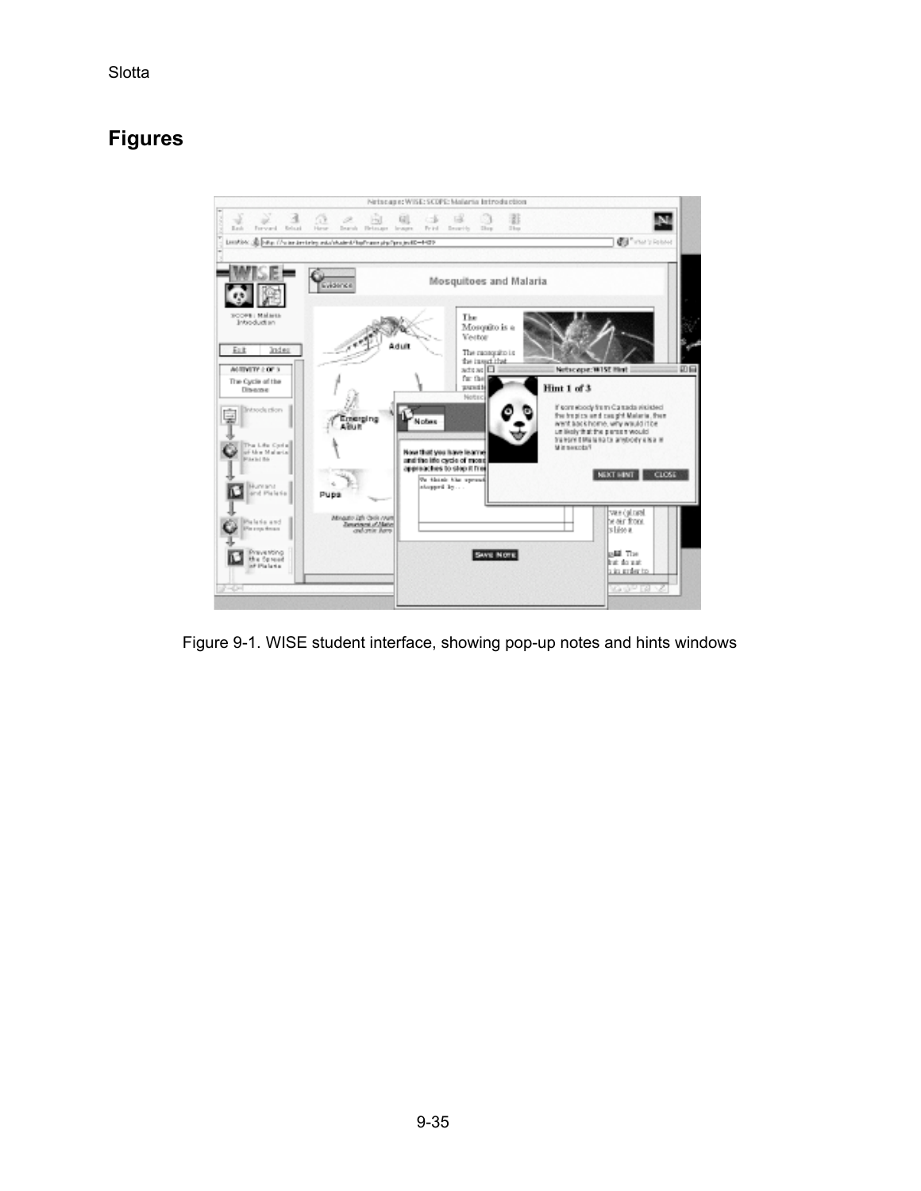# Figures

Figure 9-1. WISE student interface, showing pop-up notes and hints windows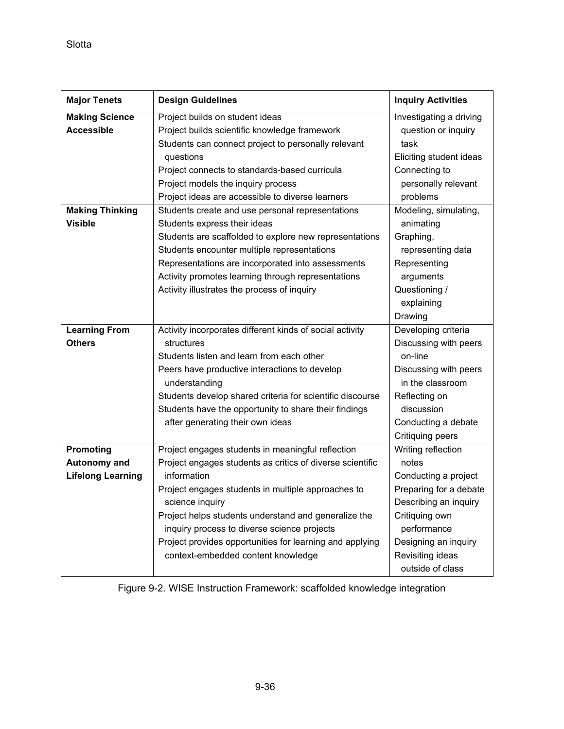| Major Tenets | Design Guidelines | Inquiry Activities |
|---|---|---|
| **Making Science Accessible** | Project builds on student ideas<br>Project builds scientific knowledge framework<br>Students can connect project to personally relevant questions<br>Project connects to standards-based curricula<br>Project models the inquiry process<br>Project ideas are accessible to diverse learners | Investigating a driving question or inquiry task<br>Eliciting student ideas<br>Connecting to personally relevant problems |
| **Making Thinking Visible** | Students create and use personal representations<br>Students express their ideas<br>Students are scaffolded to explore new representations<br>Students encounter multiple representations<br>Representations are incorporated into assessments<br>Activity promotes learning through representations<br>Activity illustrates the process of inquiry | Modeling, simulating, animating<br>Graphing, representing data<br>Representing arguments<br>Questioning / explaining<br>Drawing |
| **Learning From Others** | Activity incorporates different kinds of social activity structures<br>Students listen and learn from each other<br>Peers have productive interactions to develop understanding<br>Students develop shared criteria for scientific discourse<br>Students have the opportunity to share their findings after generating their own ideas | Developing criteria<br>Discussing with peers on-line<br>Discussing with peers in the classroom<br>Reflecting on discussion<br>Conducting a debate<br>Critiquing peers |
| **Promoting Autonomy and Lifelong Learning** | Project engages students in meaningful reflection<br>Project engages students as critics of diverse scientific information<br>Project engages students in multiple approaches to science inquiry<br>Project helps students understand and generalize the inquiry process to diverse science projects<br>Project provides opportunities for learning and applying context-embedded content knowledge | Writing reflection notes<br>Conducting a project<br>Preparing for a debate<br>Describing an inquiry<br>Critiquing own performance<br>Designing an inquiry<br>Revisiting ideas outside of class |

Figure 9-2. WISE Instruction Framework: scaffolded knowledge integration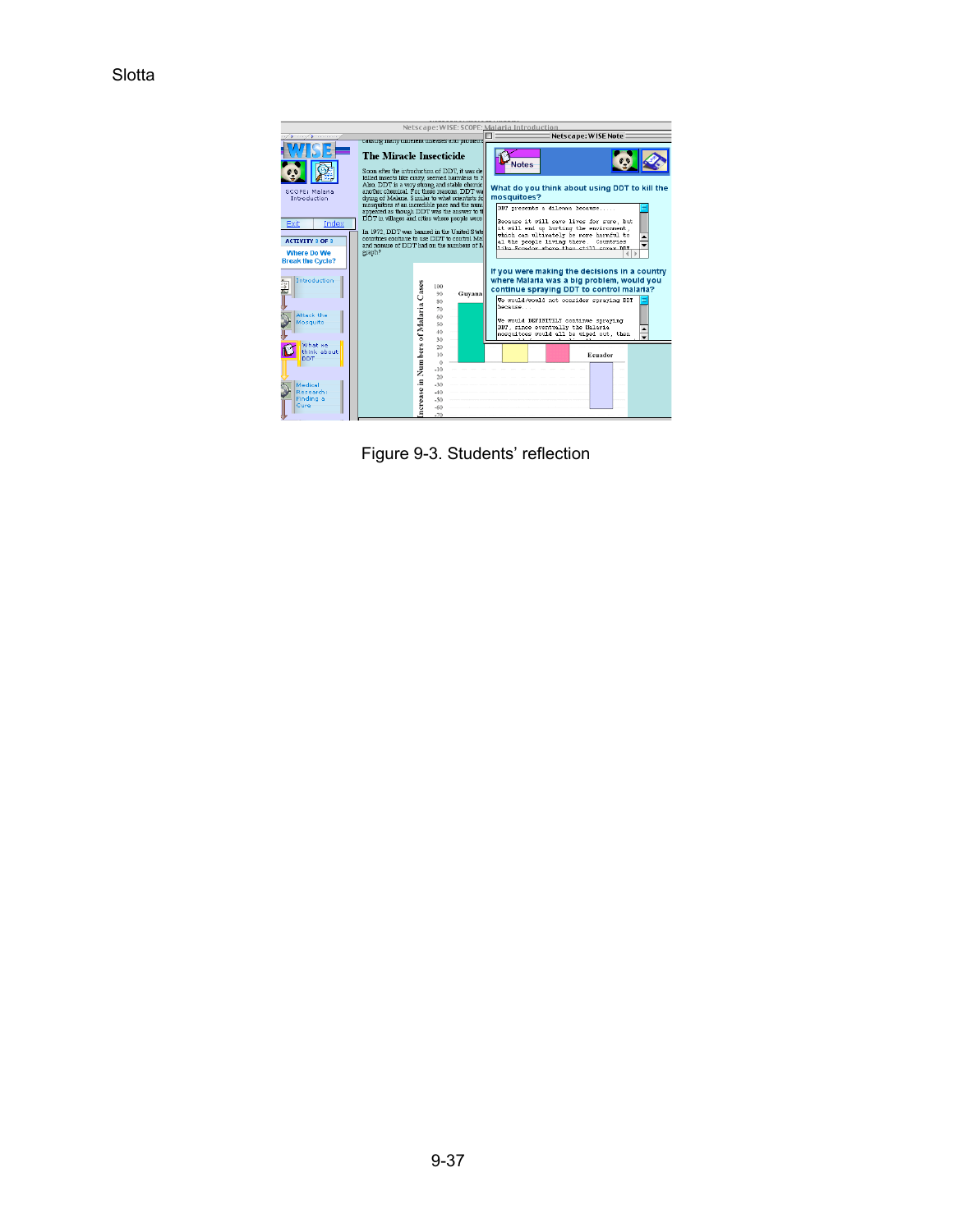Figure 9-3. Students' reflection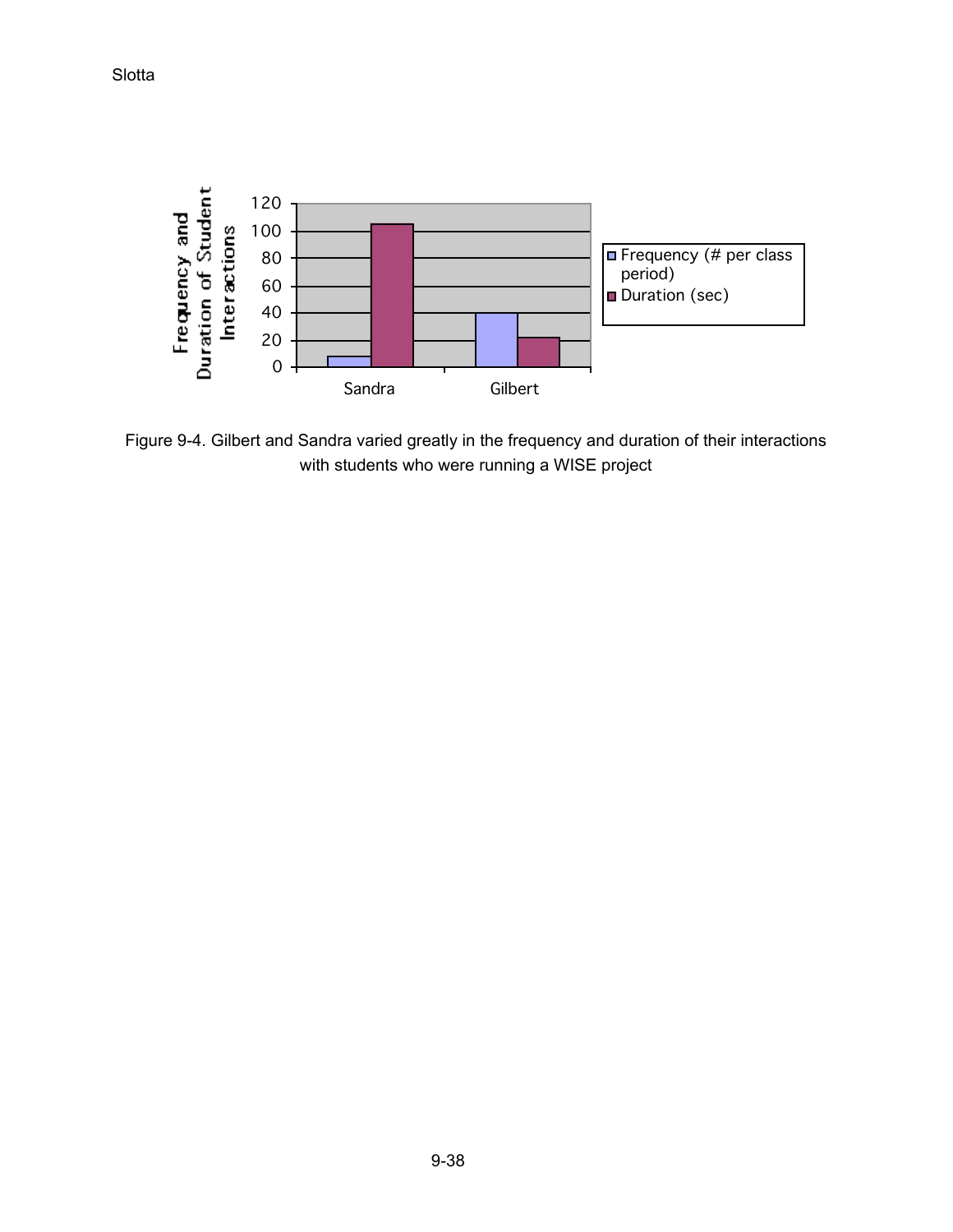Figure 9-4. Gilbert and Sandra varied greatly in the frequency and duration of their interactions with students who were running a WISE project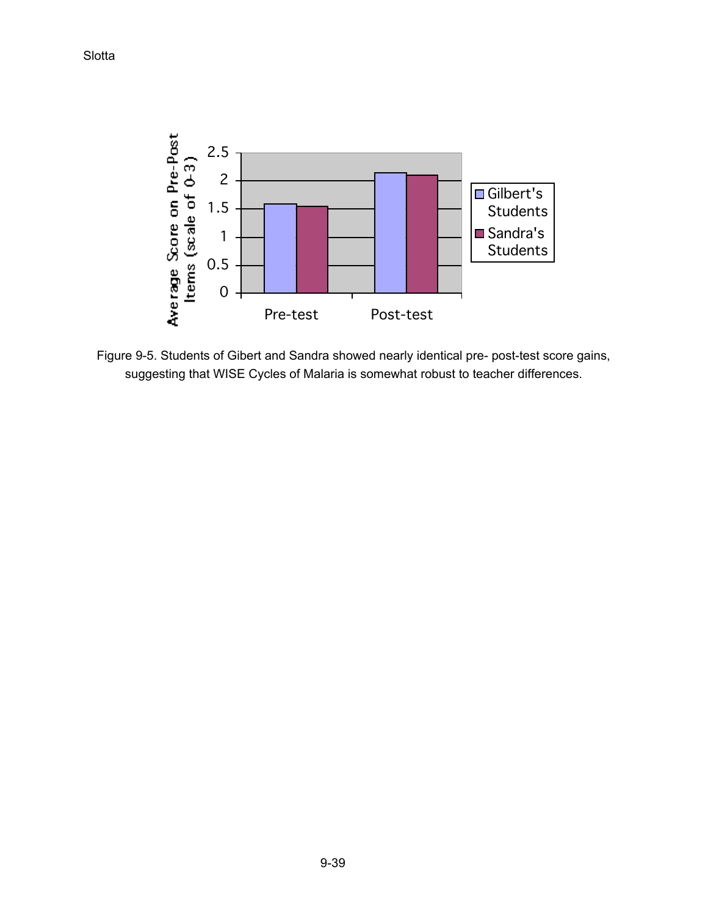Figure 9-5. Students of Gibert and Sandra showed nearly identical pre- post-test score gains, suggesting that WISE Cycles of Malaria is somewhat robust to teacher differences.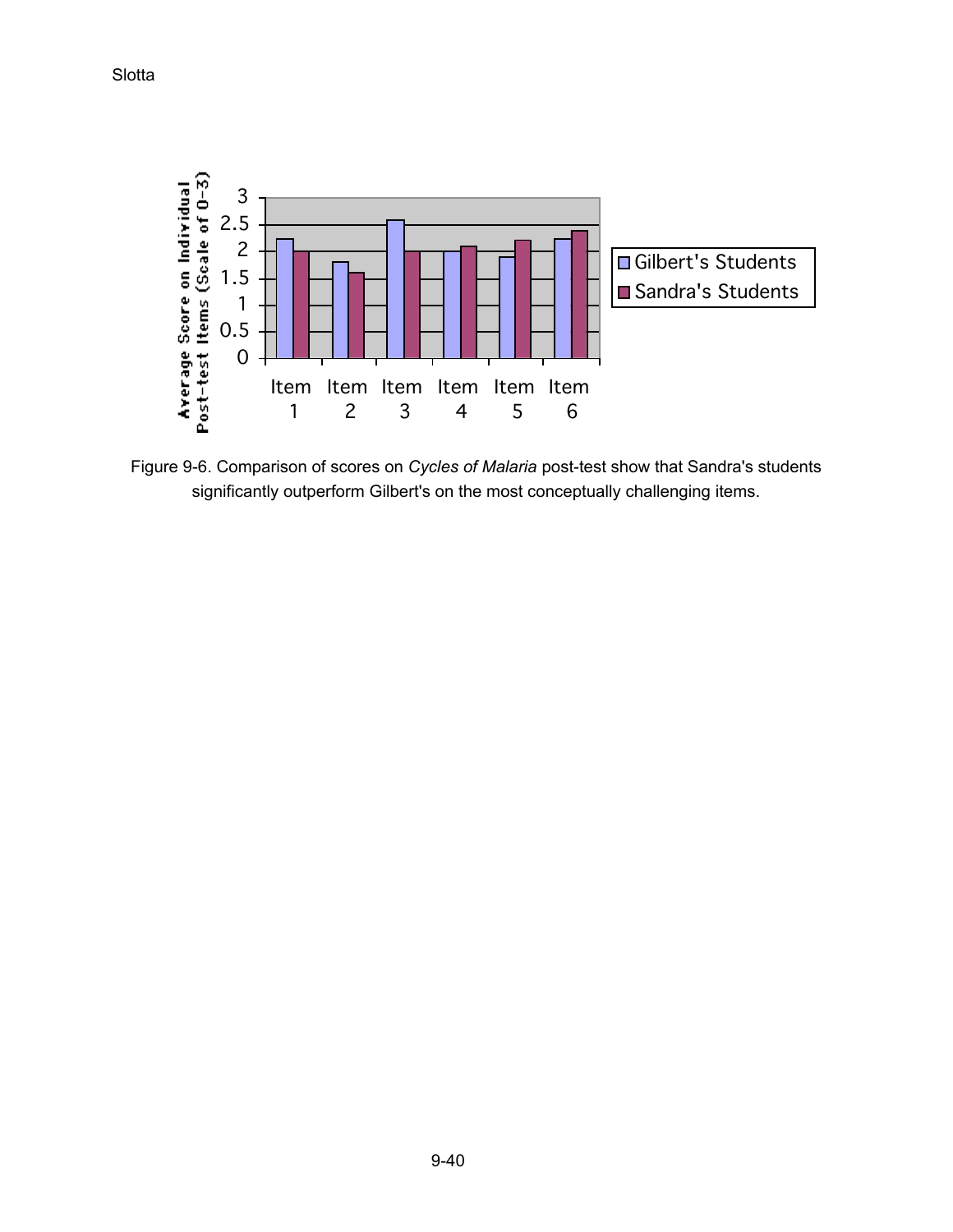Figure 9-6. Comparison of scores on *Cycles of Malaria* post-test show that Sandra's students significantly outperform Gilbert's on the most conceptually challenging items.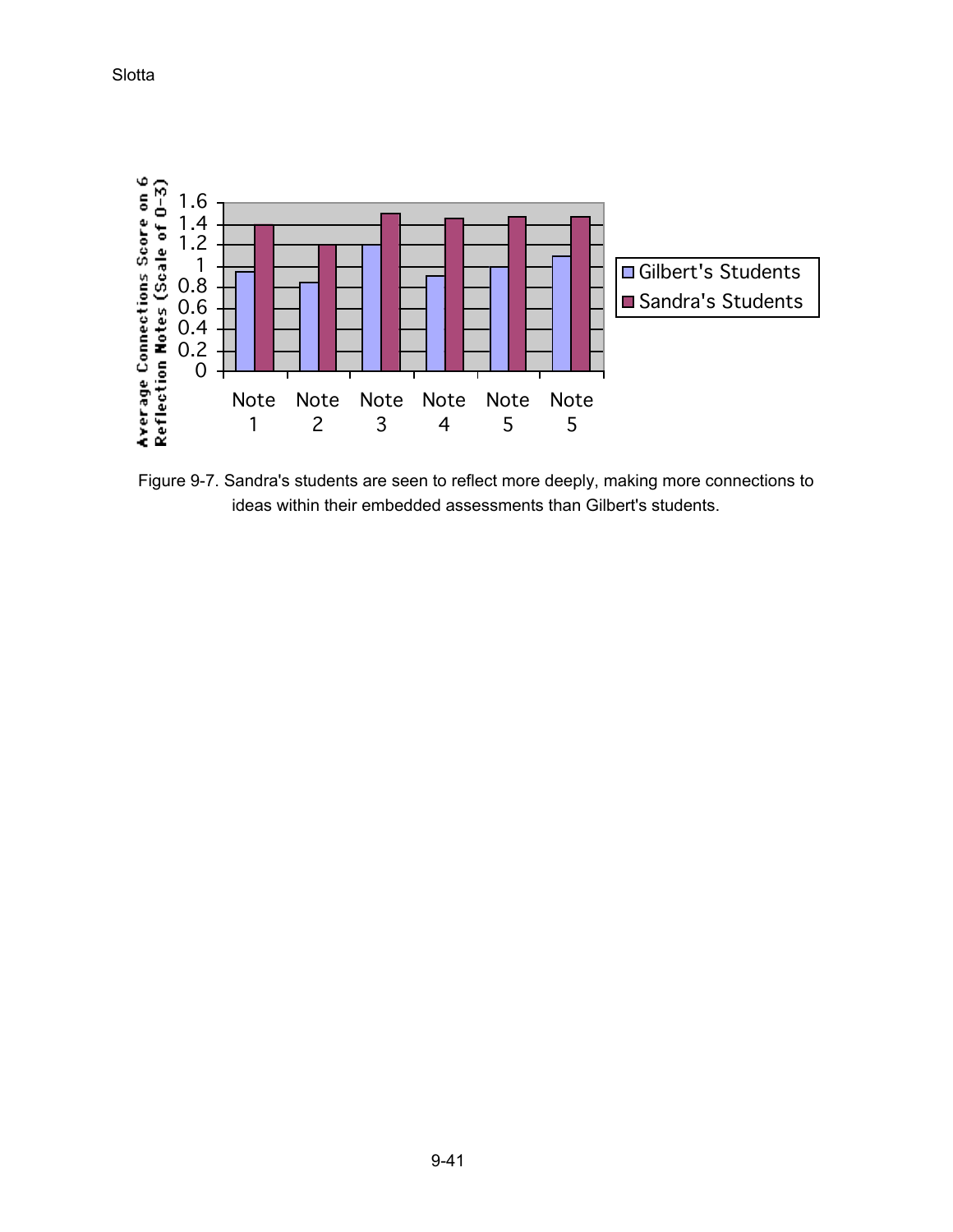Figure 9-7. Sandra's students are seen to reflect more deeply, making more connections to ideas within their embedded assessments than Gilbert's students.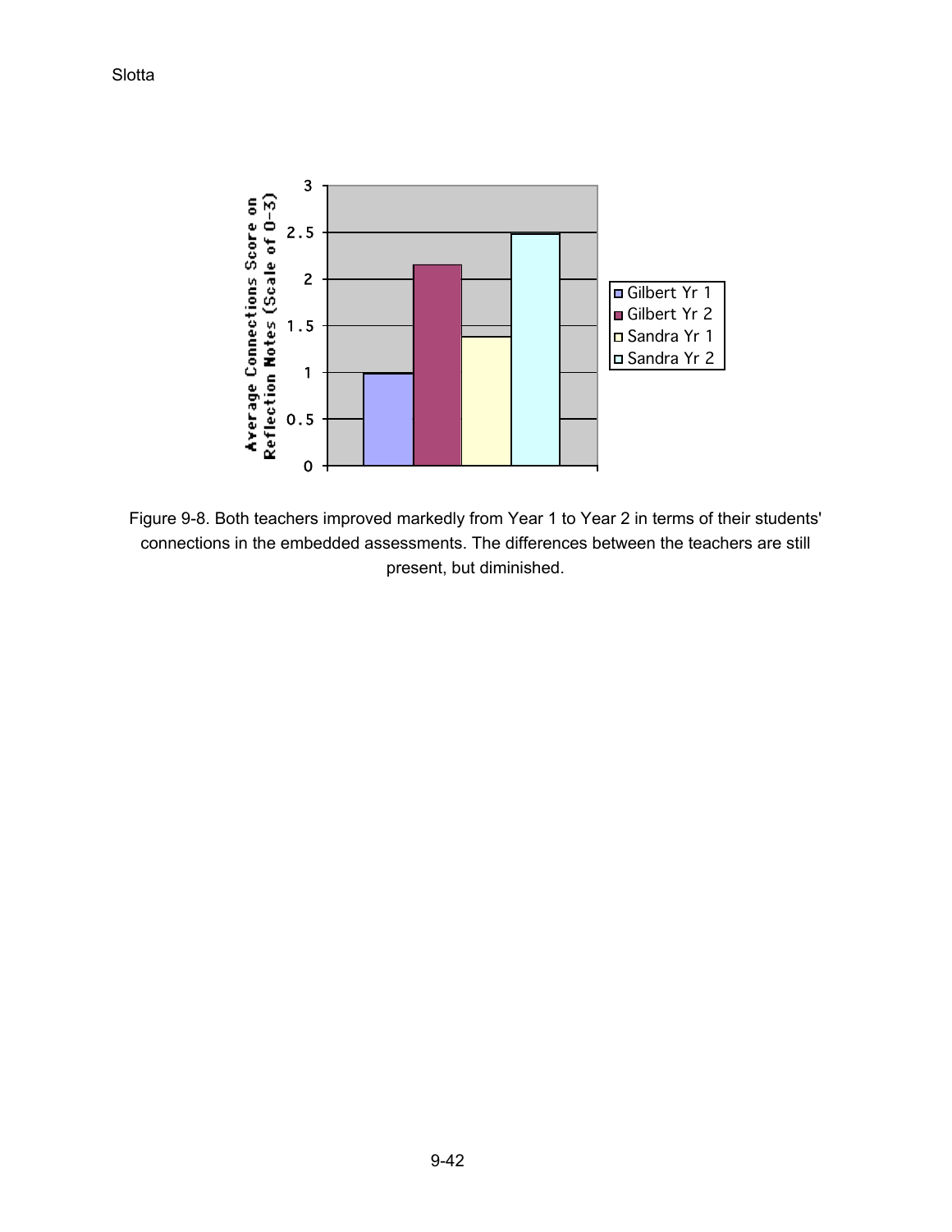Figure 9-8. Both teachers improved markedly from Year 1 to Year 2 in terms of their students' connections in the embedded assessments. The differences between the teachers are still present, but diminished.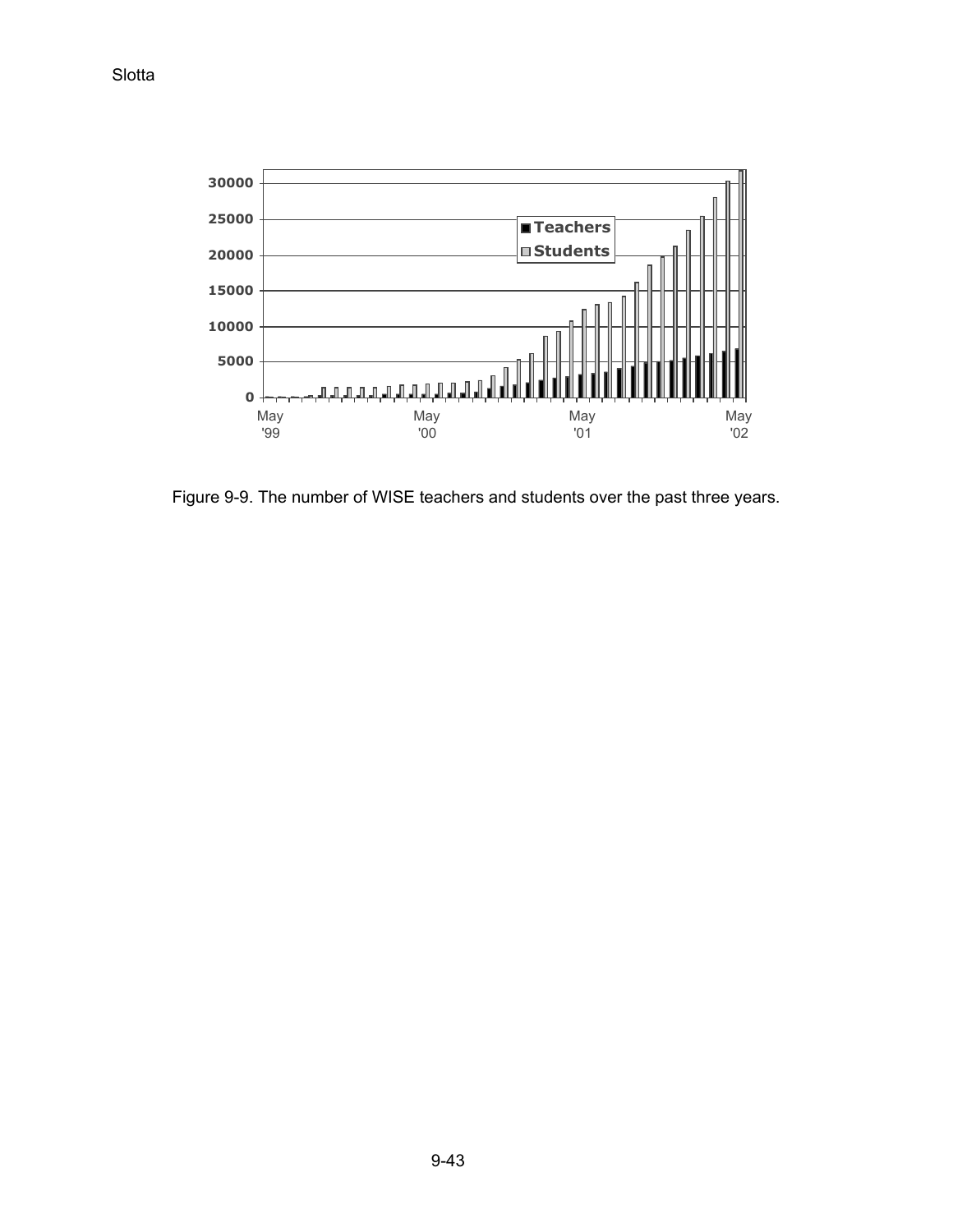30000
25000
20000
15000
10000
5000
0

Teachers
Students

May '99
May '00
May '01
May '02

Figure 9-9. The number of WISE teachers and students over the past three years.